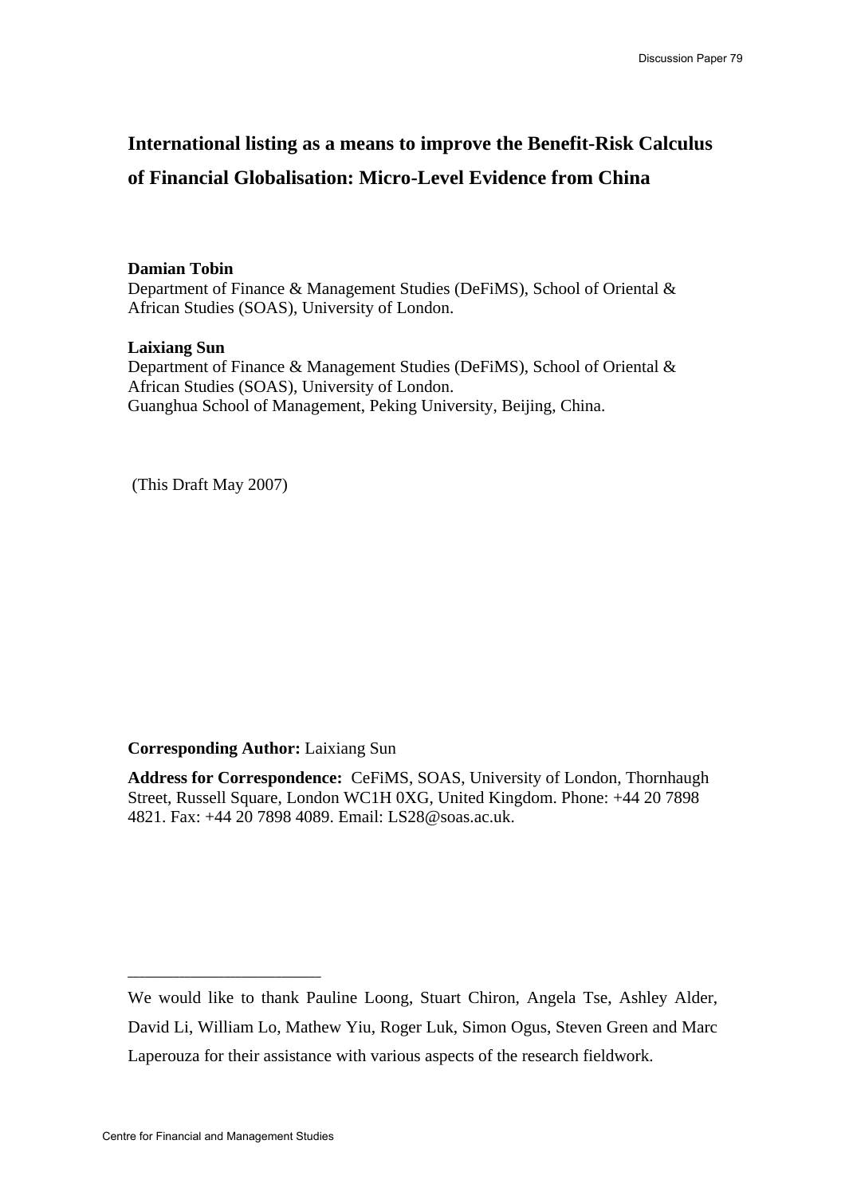# International listing as a means to improve the Benefit-Risk Calculus of Financial Globalisation: Micro-Level Evidence from China

**Damian Tobin**
Department of Finance & Management Studies (DeFiMS), School of Oriental & African Studies (SOAS), University of London.

**Laixiang Sun**
Department of Finance & Management Studies (DeFiMS), School of Oriental & African Studies (SOAS), University of London.
Guanghua School of Management, Peking University, Beijing, China.

(This Draft May 2007)

**Corresponding Author:** Laixiang Sun

**Address for Correspondence:** CeFiMS, SOAS, University of London, Thornhaugh Street, Russell Square, London WC1H 0XG, United Kingdom. Phone: +44 20 7898 4821. Fax: +44 20 7898 4089. Email: LS28@soas.ac.uk.

---

We would like to thank Pauline Loong, Stuart Chiron, Angela Tse, Ashley Alder, David Li, William Lo, Mathew Yiu, Roger Luk, Simon Ogus, Steven Green and Marc Laperouza for their assistance with various aspects of the research fieldwork.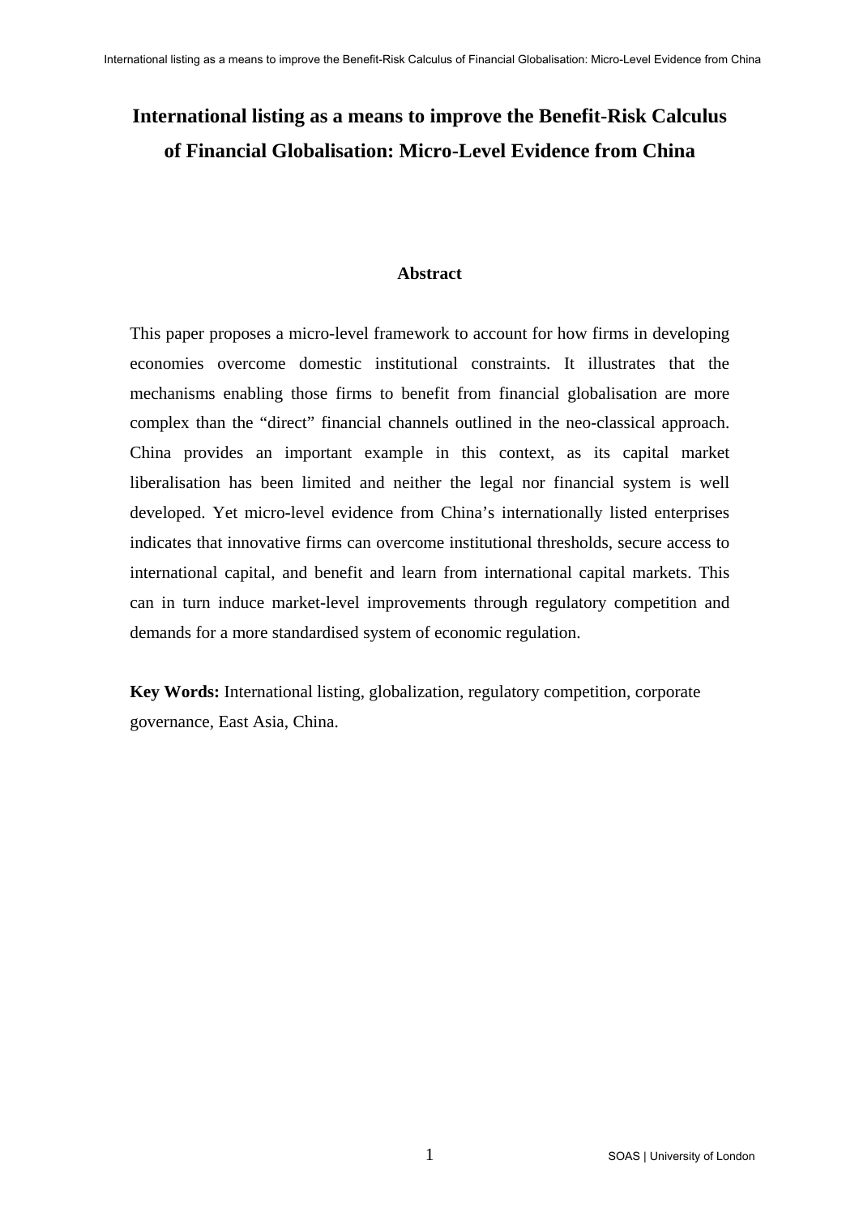# International listing as a means to improve the Benefit-Risk Calculus of Financial Globalisation: Micro-Level Evidence from China

## Abstract

This paper proposes a micro-level framework to account for how firms in developing economies overcome domestic institutional constraints. It illustrates that the mechanisms enabling those firms to benefit from financial globalisation are more complex than the "direct" financial channels outlined in the neo-classical approach. China provides an important example in this context, as its capital market liberalisation has been limited and neither the legal nor financial system is well developed. Yet micro-level evidence from China's internationally listed enterprises indicates that innovative firms can overcome institutional thresholds, secure access to international capital, and benefit and learn from international capital markets. This can in turn induce market-level improvements through regulatory competition and demands for a more standardised system of economic regulation.

**Key Words:** International listing, globalization, regulatory competition, corporate governance, East Asia, China.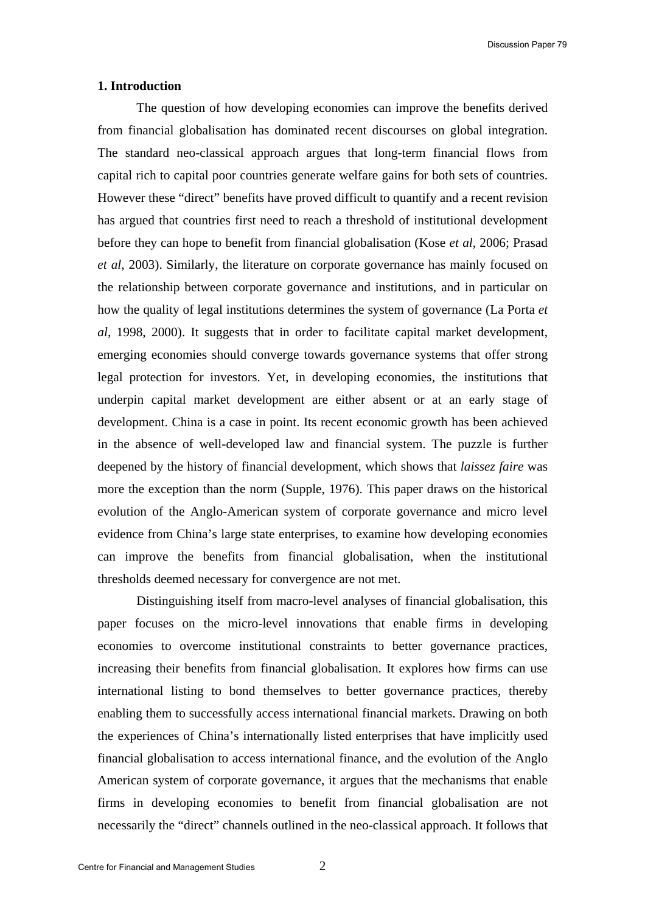## 1. Introduction

The question of how developing economies can improve the benefits derived from financial globalisation has dominated recent discourses on global integration. The standard neo-classical approach argues that long-term financial flows from capital rich to capital poor countries generate welfare gains for both sets of countries. However these "direct" benefits have proved difficult to quantify and a recent revision has argued that countries first need to reach a threshold of institutional development before they can hope to benefit from financial globalisation (Kose *et al*, 2006; Prasad *et al*, 2003). Similarly, the literature on corporate governance has mainly focused on the relationship between corporate governance and institutions, and in particular on how the quality of legal institutions determines the system of governance (La Porta *et al*, 1998, 2000). It suggests that in order to facilitate capital market development, emerging economies should converge towards governance systems that offer strong legal protection for investors. Yet, in developing economies, the institutions that underpin capital market development are either absent or at an early stage of development. China is a case in point. Its recent economic growth has been achieved in the absence of well-developed law and financial system. The puzzle is further deepened by the history of financial development, which shows that *laissez faire* was more the exception than the norm (Supple, 1976). This paper draws on the historical evolution of the Anglo-American system of corporate governance and micro level evidence from China's large state enterprises, to examine how developing economies can improve the benefits from financial globalisation, when the institutional thresholds deemed necessary for convergence are not met.

Distinguishing itself from macro-level analyses of financial globalisation, this paper focuses on the micro-level innovations that enable firms in developing economies to overcome institutional constraints to better governance practices, increasing their benefits from financial globalisation. It explores how firms can use international listing to bond themselves to better governance practices, thereby enabling them to successfully access international financial markets. Drawing on both the experiences of China's internationally listed enterprises that have implicitly used financial globalisation to access international finance, and the evolution of the Anglo American system of corporate governance, it argues that the mechanisms that enable firms in developing economies to benefit from financial globalisation are not necessarily the "direct" channels outlined in the neo-classical approach. It follows that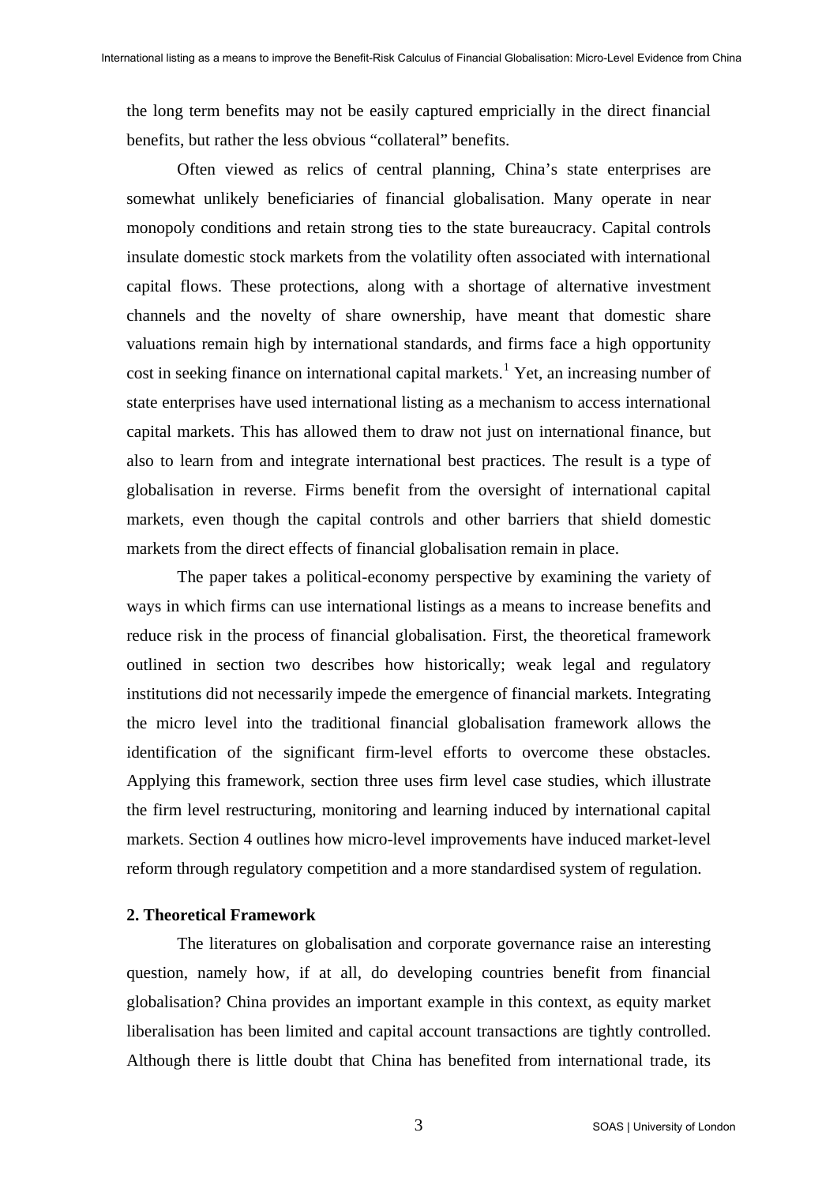the long term benefits may not be easily captured empricially in the direct financial benefits, but rather the less obvious "collateral" benefits.

Often viewed as relics of central planning, China's state enterprises are somewhat unlikely beneficiaries of financial globalisation. Many operate in near monopoly conditions and retain strong ties to the state bureaucracy. Capital controls insulate domestic stock markets from the volatility often associated with international capital flows. These protections, along with a shortage of alternative investment channels and the novelty of share ownership, have meant that domestic share valuations remain high by international standards, and firms face a high opportunity cost in seeking finance on international capital markets.[1] Yet, an increasing number of state enterprises have used international listing as a mechanism to access international capital markets. This has allowed them to draw not just on international finance, but also to learn from and integrate international best practices. The result is a type of globalisation in reverse. Firms benefit from the oversight of international capital markets, even though the capital controls and other barriers that shield domestic markets from the direct effects of financial globalisation remain in place.

The paper takes a political-economy perspective by examining the variety of ways in which firms can use international listings as a means to increase benefits and reduce risk in the process of financial globalisation. First, the theoretical framework outlined in section two describes how historically; weak legal and regulatory institutions did not necessarily impede the emergence of financial markets. Integrating the micro level into the traditional financial globalisation framework allows the identification of the significant firm-level efforts to overcome these obstacles. Applying this framework, section three uses firm level case studies, which illustrate the firm level restructuring, monitoring and learning induced by international capital markets. Section 4 outlines how micro-level improvements have induced market-level reform through regulatory competition and a more standardised system of regulation.

## 2. Theoretical Framework

The literatures on globalisation and corporate governance raise an interesting question, namely how, if at all, do developing countries benefit from financial globalisation? China provides an important example in this context, as equity market liberalisation has been limited and capital account transactions are tightly controlled. Although there is little doubt that China has benefited from international trade, its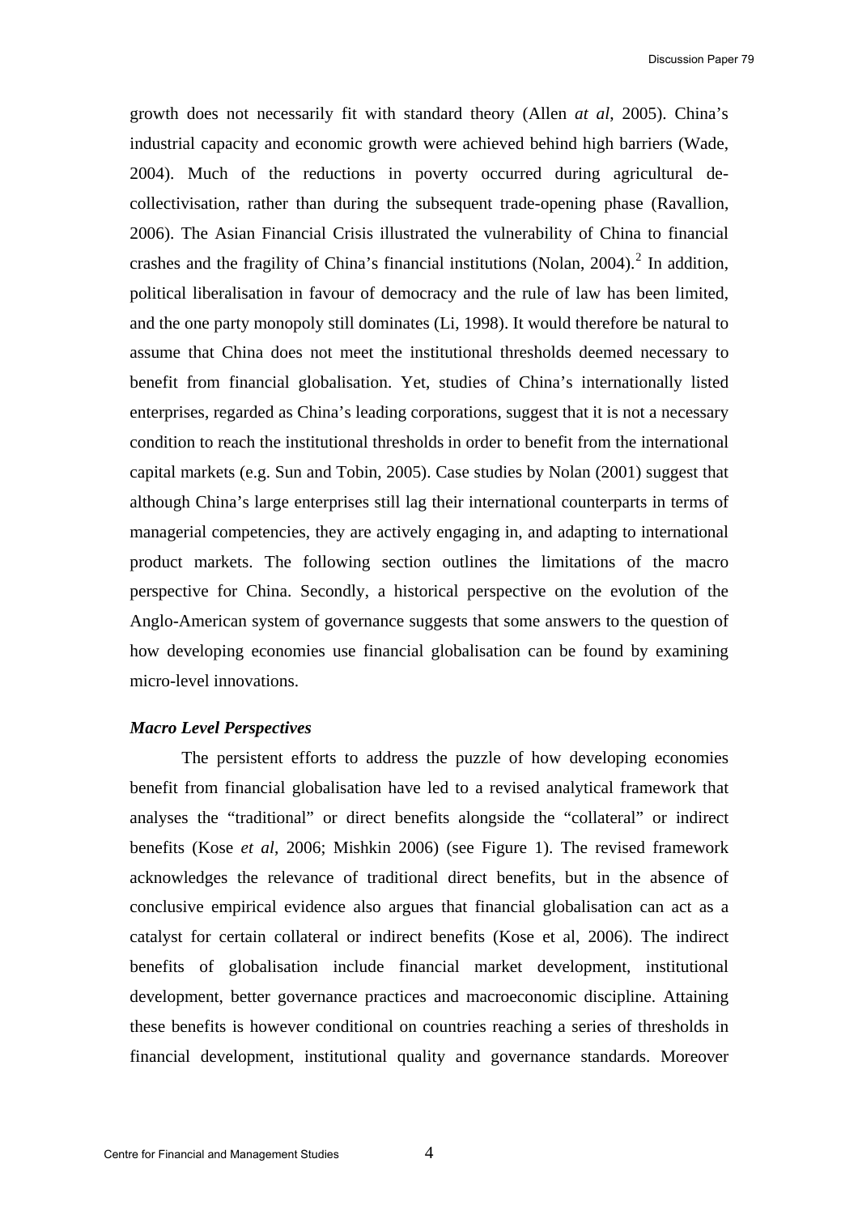growth does not necessarily fit with standard theory (Allen *at al*, 2005). China's industrial capacity and economic growth were achieved behind high barriers (Wade, 2004). Much of the reductions in poverty occurred during agricultural de-collectivisation, rather than during the subsequent trade-opening phase (Ravallion, 2006). The Asian Financial Crisis illustrated the vulnerability of China to financial crashes and the fragility of China's financial institutions (Nolan, 2004).[2] In addition, political liberalisation in favour of democracy and the rule of law has been limited, and the one party monopoly still dominates (Li, 1998). It would therefore be natural to assume that China does not meet the institutional thresholds deemed necessary to benefit from financial globalisation. Yet, studies of China's internationally listed enterprises, regarded as China's leading corporations, suggest that it is not a necessary condition to reach the institutional thresholds in order to benefit from the international capital markets (e.g. Sun and Tobin, 2005). Case studies by Nolan (2001) suggest that although China's large enterprises still lag their international counterparts in terms of managerial competencies, they are actively engaging in, and adapting to international product markets. The following section outlines the limitations of the macro perspective for China. Secondly, a historical perspective on the evolution of the Anglo-American system of governance suggests that some answers to the question of how developing economies use financial globalisation can be found by examining micro-level innovations.

### *Macro Level Perspectives*

The persistent efforts to address the puzzle of how developing economies benefit from financial globalisation have led to a revised analytical framework that analyses the "traditional" or direct benefits alongside the "collateral" or indirect benefits (Kose *et al*, 2006; Mishkin 2006) (see Figure 1). The revised framework acknowledges the relevance of traditional direct benefits, but in the absence of conclusive empirical evidence also argues that financial globalisation can act as a catalyst for certain collateral or indirect benefits (Kose et al, 2006). The indirect benefits of globalisation include financial market development, institutional development, better governance practices and macroeconomic discipline. Attaining these benefits is however conditional on countries reaching a series of thresholds in financial development, institutional quality and governance standards. Moreover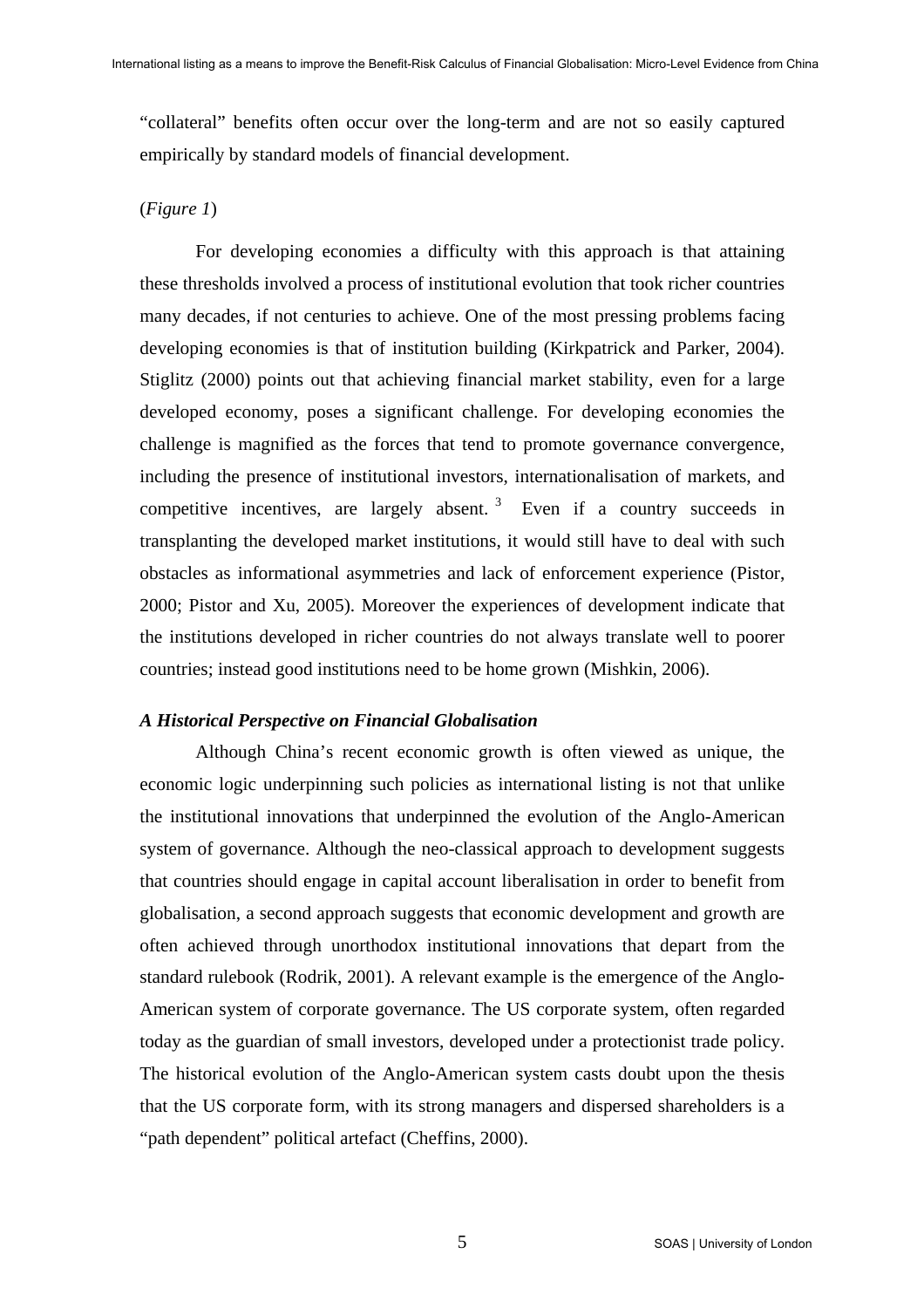"collateral" benefits often occur over the long-term and are not so easily captured empirically by standard models of financial development.

(*Figure 1*)

For developing economies a difficulty with this approach is that attaining these thresholds involved a process of institutional evolution that took richer countries many decades, if not centuries to achieve. One of the most pressing problems facing developing economies is that of institution building (Kirkpatrick and Parker, 2004). Stiglitz (2000) points out that achieving financial market stability, even for a large developed economy, poses a significant challenge. For developing economies the challenge is magnified as the forces that tend to promote governance convergence, including the presence of institutional investors, internationalisation of markets, and competitive incentives, are largely absent. [3] Even if a country succeeds in transplanting the developed market institutions, it would still have to deal with such obstacles as informational asymmetries and lack of enforcement experience (Pistor, 2000; Pistor and Xu, 2005). Moreover the experiences of development indicate that the institutions developed in richer countries do not always translate well to poorer countries; instead good institutions need to be home grown (Mishkin, 2006).

### *A Historical Perspective on Financial Globalisation*

Although China's recent economic growth is often viewed as unique, the economic logic underpinning such policies as international listing is not that unlike the institutional innovations that underpinned the evolution of the Anglo-American system of governance. Although the neo-classical approach to development suggests that countries should engage in capital account liberalisation in order to benefit from globalisation, a second approach suggests that economic development and growth are often achieved through unorthodox institutional innovations that depart from the standard rulebook (Rodrik, 2001). A relevant example is the emergence of the Anglo-American system of corporate governance. The US corporate system, often regarded today as the guardian of small investors, developed under a protectionist trade policy. The historical evolution of the Anglo-American system casts doubt upon the thesis that the US corporate form, with its strong managers and dispersed shareholders is a "path dependent" political artefact (Cheffins, 2000).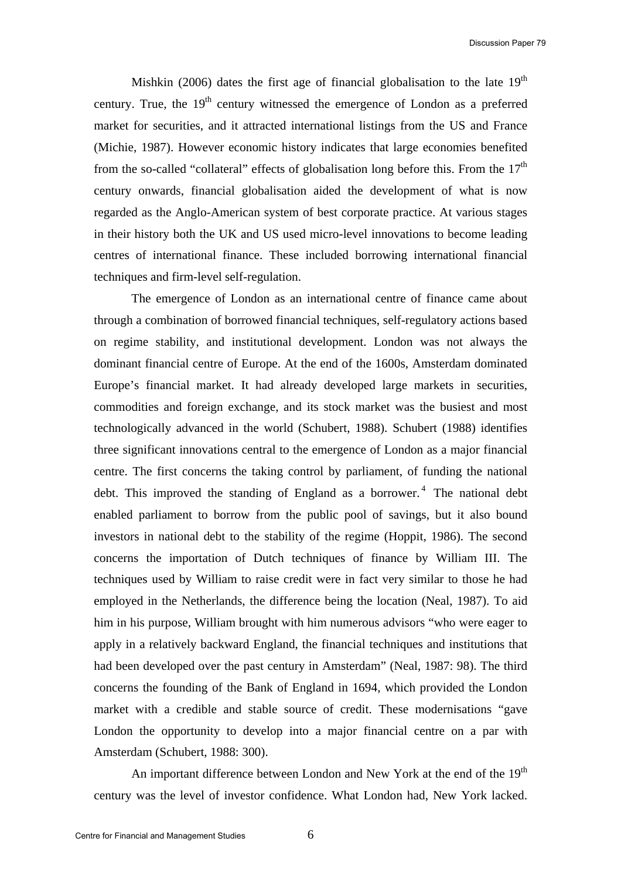Mishkin (2006) dates the first age of financial globalisation to the late 19th century. True, the 19th century witnessed the emergence of London as a preferred market for securities, and it attracted international listings from the US and France (Michie, 1987). However economic history indicates that large economies benefited from the so-called "collateral" effects of globalisation long before this. From the 17th century onwards, financial globalisation aided the development of what is now regarded as the Anglo-American system of best corporate practice. At various stages in their history both the UK and US used micro-level innovations to become leading centres of international finance. These included borrowing international financial techniques and firm-level self-regulation.

The emergence of London as an international centre of finance came about through a combination of borrowed financial techniques, self-regulatory actions based on regime stability, and institutional development. London was not always the dominant financial centre of Europe. At the end of the 1600s, Amsterdam dominated Europe's financial market. It had already developed large markets in securities, commodities and foreign exchange, and its stock market was the busiest and most technologically advanced in the world (Schubert, 1988). Schubert (1988) identifies three significant innovations central to the emergence of London as a major financial centre. The first concerns the taking control by parliament, of funding the national debt. This improved the standing of England as a borrower.[4] The national debt enabled parliament to borrow from the public pool of savings, but it also bound investors in national debt to the stability of the regime (Hoppit, 1986). The second concerns the importation of Dutch techniques of finance by William III. The techniques used by William to raise credit were in fact very similar to those he had employed in the Netherlands, the difference being the location (Neal, 1987). To aid him in his purpose, William brought with him numerous advisors "who were eager to apply in a relatively backward England, the financial techniques and institutions that had been developed over the past century in Amsterdam" (Neal, 1987: 98). The third concerns the founding of the Bank of England in 1694, which provided the London market with a credible and stable source of credit. These modernisations "gave London the opportunity to develop into a major financial centre on a par with Amsterdam (Schubert, 1988: 300).

An important difference between London and New York at the end of the 19th century was the level of investor confidence. What London had, New York lacked.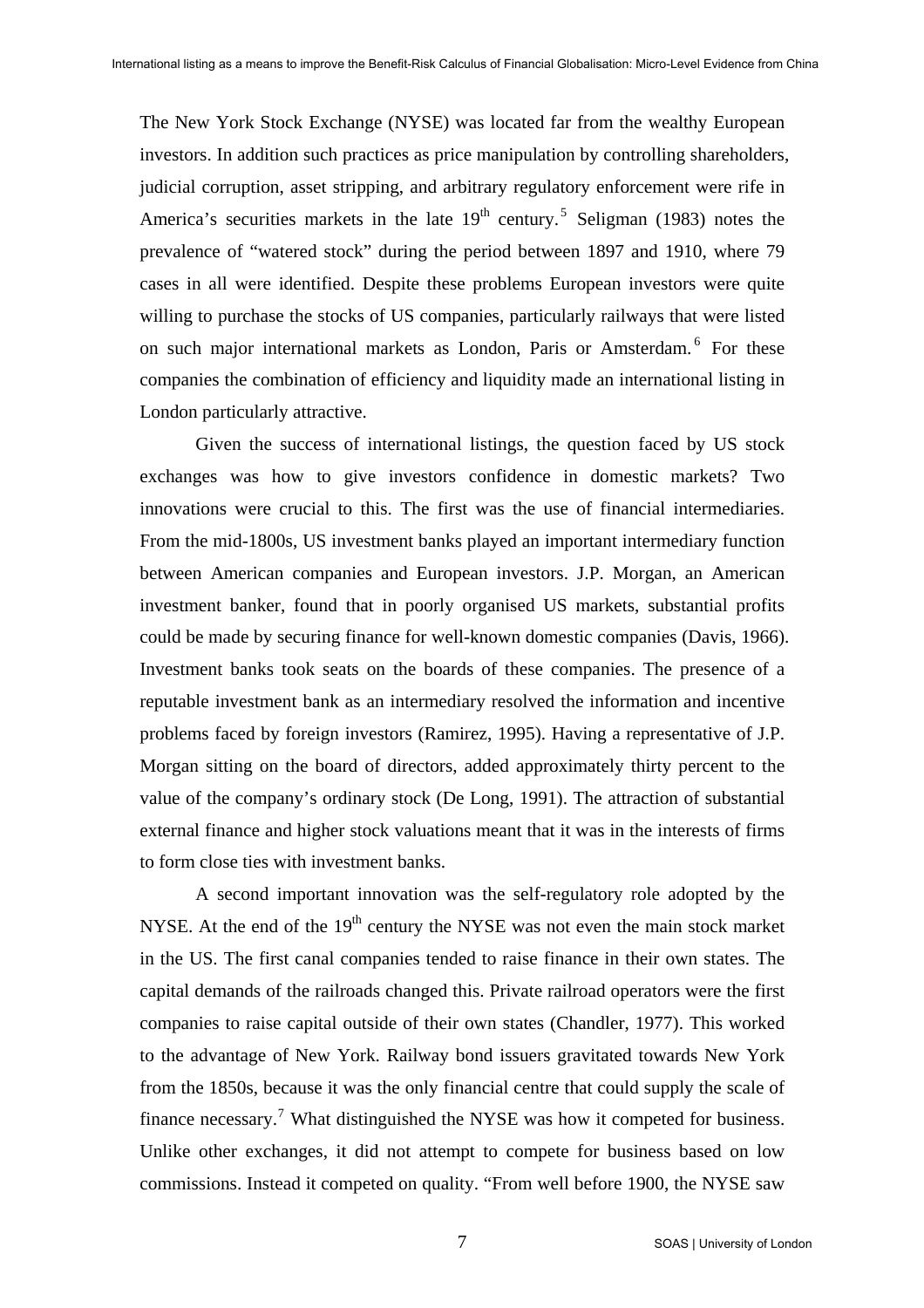The New York Stock Exchange (NYSE) was located far from the wealthy European investors. In addition such practices as price manipulation by controlling shareholders, judicial corruption, asset stripping, and arbitrary regulatory enforcement were rife in America's securities markets in the late 19th century.[5] Seligman (1983) notes the prevalence of "watered stock" during the period between 1897 and 1910, where 79 cases in all were identified. Despite these problems European investors were quite willing to purchase the stocks of US companies, particularly railways that were listed on such major international markets as London, Paris or Amsterdam.[6] For these companies the combination of efficiency and liquidity made an international listing in London particularly attractive.

Given the success of international listings, the question faced by US stock exchanges was how to give investors confidence in domestic markets? Two innovations were crucial to this. The first was the use of financial intermediaries. From the mid-1800s, US investment banks played an important intermediary function between American companies and European investors. J.P. Morgan, an American investment banker, found that in poorly organised US markets, substantial profits could be made by securing finance for well-known domestic companies (Davis, 1966). Investment banks took seats on the boards of these companies. The presence of a reputable investment bank as an intermediary resolved the information and incentive problems faced by foreign investors (Ramirez, 1995). Having a representative of J.P. Morgan sitting on the board of directors, added approximately thirty percent to the value of the company's ordinary stock (De Long, 1991). The attraction of substantial external finance and higher stock valuations meant that it was in the interests of firms to form close ties with investment banks.

A second important innovation was the self-regulatory role adopted by the NYSE. At the end of the 19th century the NYSE was not even the main stock market in the US. The first canal companies tended to raise finance in their own states. The capital demands of the railroads changed this. Private railroad operators were the first companies to raise capital outside of their own states (Chandler, 1977). This worked to the advantage of New York. Railway bond issuers gravitated towards New York from the 1850s, because it was the only financial centre that could supply the scale of finance necessary.[7] What distinguished the NYSE was how it competed for business. Unlike other exchanges, it did not attempt to compete for business based on low commissions. Instead it competed on quality. "From well before 1900, the NYSE saw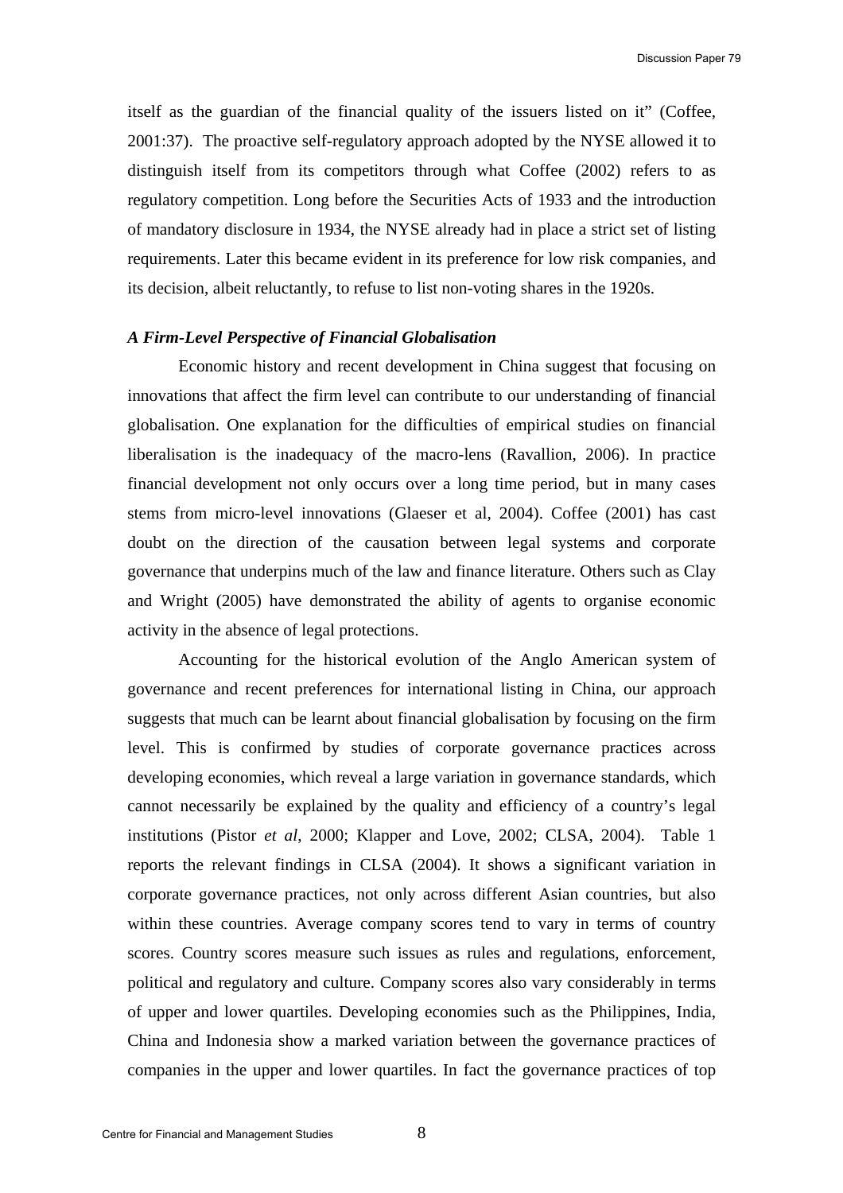itself as the guardian of the financial quality of the issuers listed on it" (Coffee, 2001:37). The proactive self-regulatory approach adopted by the NYSE allowed it to distinguish itself from its competitors through what Coffee (2002) refers to as regulatory competition. Long before the Securities Acts of 1933 and the introduction of mandatory disclosure in 1934, the NYSE already had in place a strict set of listing requirements. Later this became evident in its preference for low risk companies, and its decision, albeit reluctantly, to refuse to list non-voting shares in the 1920s.

### *A Firm-Level Perspective of Financial Globalisation*

Economic history and recent development in China suggest that focusing on innovations that affect the firm level can contribute to our understanding of financial globalisation. One explanation for the difficulties of empirical studies on financial liberalisation is the inadequacy of the macro-lens (Ravallion, 2006). In practice financial development not only occurs over a long time period, but in many cases stems from micro-level innovations (Glaeser et al, 2004). Coffee (2001) has cast doubt on the direction of the causation between legal systems and corporate governance that underpins much of the law and finance literature. Others such as Clay and Wright (2005) have demonstrated the ability of agents to organise economic activity in the absence of legal protections.

Accounting for the historical evolution of the Anglo American system of governance and recent preferences for international listing in China, our approach suggests that much can be learnt about financial globalisation by focusing on the firm level. This is confirmed by studies of corporate governance practices across developing economies, which reveal a large variation in governance standards, which cannot necessarily be explained by the quality and efficiency of a country's legal institutions (Pistor *et al*, 2000; Klapper and Love, 2002; CLSA, 2004). Table 1 reports the relevant findings in CLSA (2004). It shows a significant variation in corporate governance practices, not only across different Asian countries, but also within these countries. Average company scores tend to vary in terms of country scores. Country scores measure such issues as rules and regulations, enforcement, political and regulatory and culture. Company scores also vary considerably in terms of upper and lower quartiles. Developing economies such as the Philippines, India, China and Indonesia show a marked variation between the governance practices of companies in the upper and lower quartiles. In fact the governance practices of top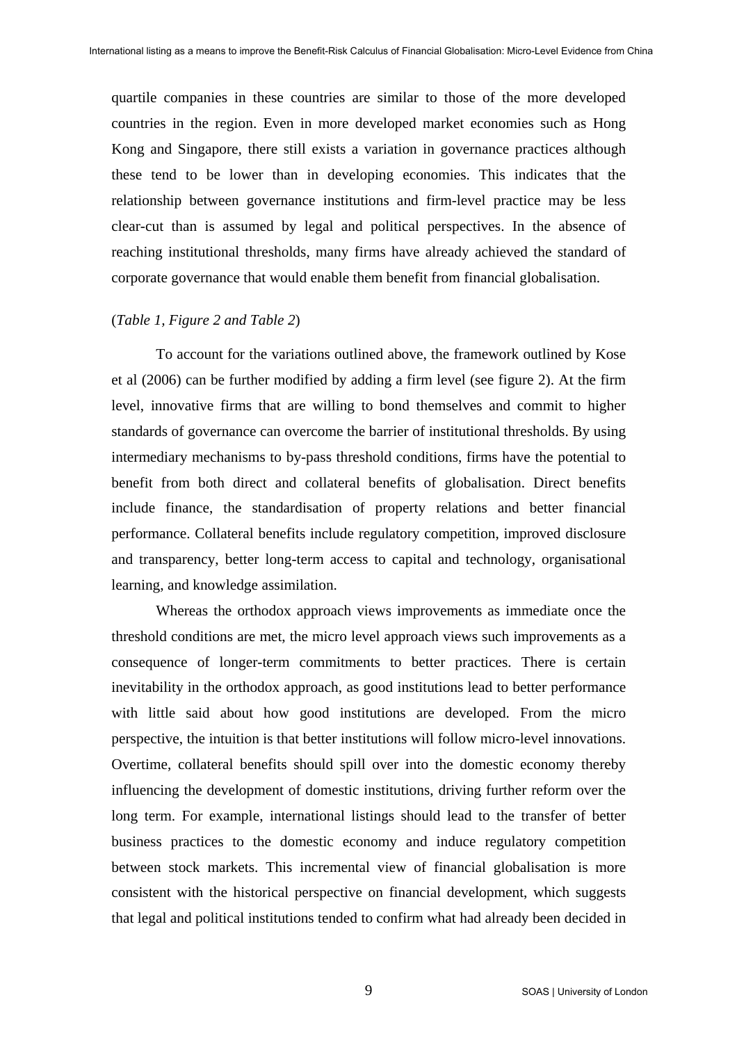quartile companies in these countries are similar to those of the more developed countries in the region. Even in more developed market economies such as Hong Kong and Singapore, there still exists a variation in governance practices although these tend to be lower than in developing economies. This indicates that the relationship between governance institutions and firm-level practice may be less clear-cut than is assumed by legal and political perspectives. In the absence of reaching institutional thresholds, many firms have already achieved the standard of corporate governance that would enable them benefit from financial globalisation.

(*Table 1, Figure 2 and Table 2*)

To account for the variations outlined above, the framework outlined by Kose et al (2006) can be further modified by adding a firm level (see figure 2). At the firm level, innovative firms that are willing to bond themselves and commit to higher standards of governance can overcome the barrier of institutional thresholds. By using intermediary mechanisms to by-pass threshold conditions, firms have the potential to benefit from both direct and collateral benefits of globalisation. Direct benefits include finance, the standardisation of property relations and better financial performance. Collateral benefits include regulatory competition, improved disclosure and transparency, better long-term access to capital and technology, organisational learning, and knowledge assimilation.

Whereas the orthodox approach views improvements as immediate once the threshold conditions are met, the micro level approach views such improvements as a consequence of longer-term commitments to better practices. There is certain inevitability in the orthodox approach, as good institutions lead to better performance with little said about how good institutions are developed. From the micro perspective, the intuition is that better institutions will follow micro-level innovations. Overtime, collateral benefits should spill over into the domestic economy thereby influencing the development of domestic institutions, driving further reform over the long term. For example, international listings should lead to the transfer of better business practices to the domestic economy and induce regulatory competition between stock markets. This incremental view of financial globalisation is more consistent with the historical perspective on financial development, which suggests that legal and political institutions tended to confirm what had already been decided in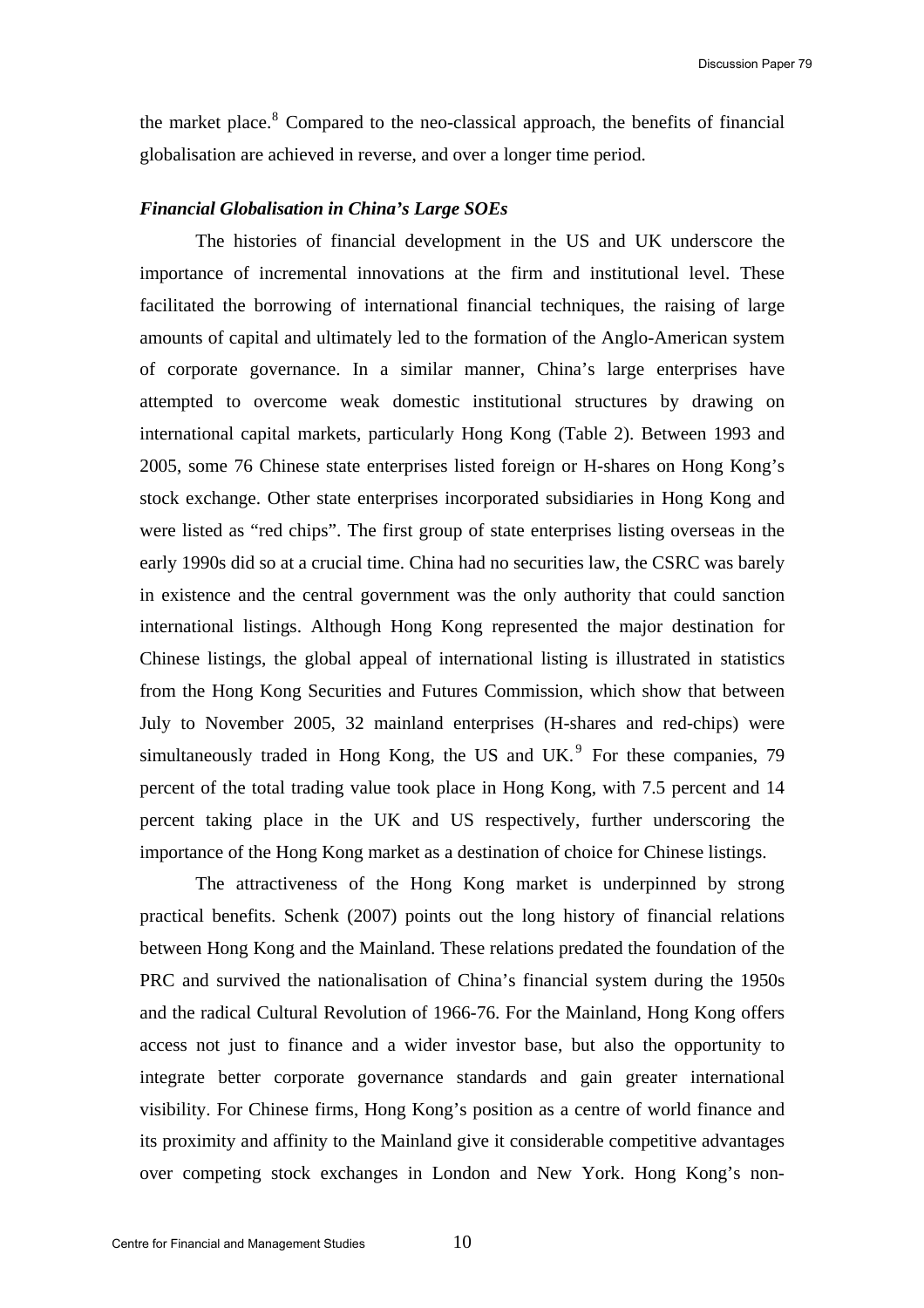the market place.[8] Compared to the neo-classical approach, the benefits of financial globalisation are achieved in reverse, and over a longer time period.

***Financial Globalisation in China's Large SOEs***

The histories of financial development in the US and UK underscore the importance of incremental innovations at the firm and institutional level. These facilitated the borrowing of international financial techniques, the raising of large amounts of capital and ultimately led to the formation of the Anglo-American system of corporate governance. In a similar manner, China's large enterprises have attempted to overcome weak domestic institutional structures by drawing on international capital markets, particularly Hong Kong (Table 2). Between 1993 and 2005, some 76 Chinese state enterprises listed foreign or H-shares on Hong Kong's stock exchange. Other state enterprises incorporated subsidiaries in Hong Kong and were listed as "red chips". The first group of state enterprises listing overseas in the early 1990s did so at a crucial time. China had no securities law, the CSRC was barely in existence and the central government was the only authority that could sanction international listings. Although Hong Kong represented the major destination for Chinese listings, the global appeal of international listing is illustrated in statistics from the Hong Kong Securities and Futures Commission, which show that between July to November 2005, 32 mainland enterprises (H-shares and red-chips) were simultaneously traded in Hong Kong, the US and UK.[9] For these companies, 79 percent of the total trading value took place in Hong Kong, with 7.5 percent and 14 percent taking place in the UK and US respectively, further underscoring the importance of the Hong Kong market as a destination of choice for Chinese listings.

The attractiveness of the Hong Kong market is underpinned by strong practical benefits. Schenk (2007) points out the long history of financial relations between Hong Kong and the Mainland. These relations predated the foundation of the PRC and survived the nationalisation of China's financial system during the 1950s and the radical Cultural Revolution of 1966-76. For the Mainland, Hong Kong offers access not just to finance and a wider investor base, but also the opportunity to integrate better corporate governance standards and gain greater international visibility. For Chinese firms, Hong Kong's position as a centre of world finance and its proximity and affinity to the Mainland give it considerable competitive advantages over competing stock exchanges in London and New York. Hong Kong's non-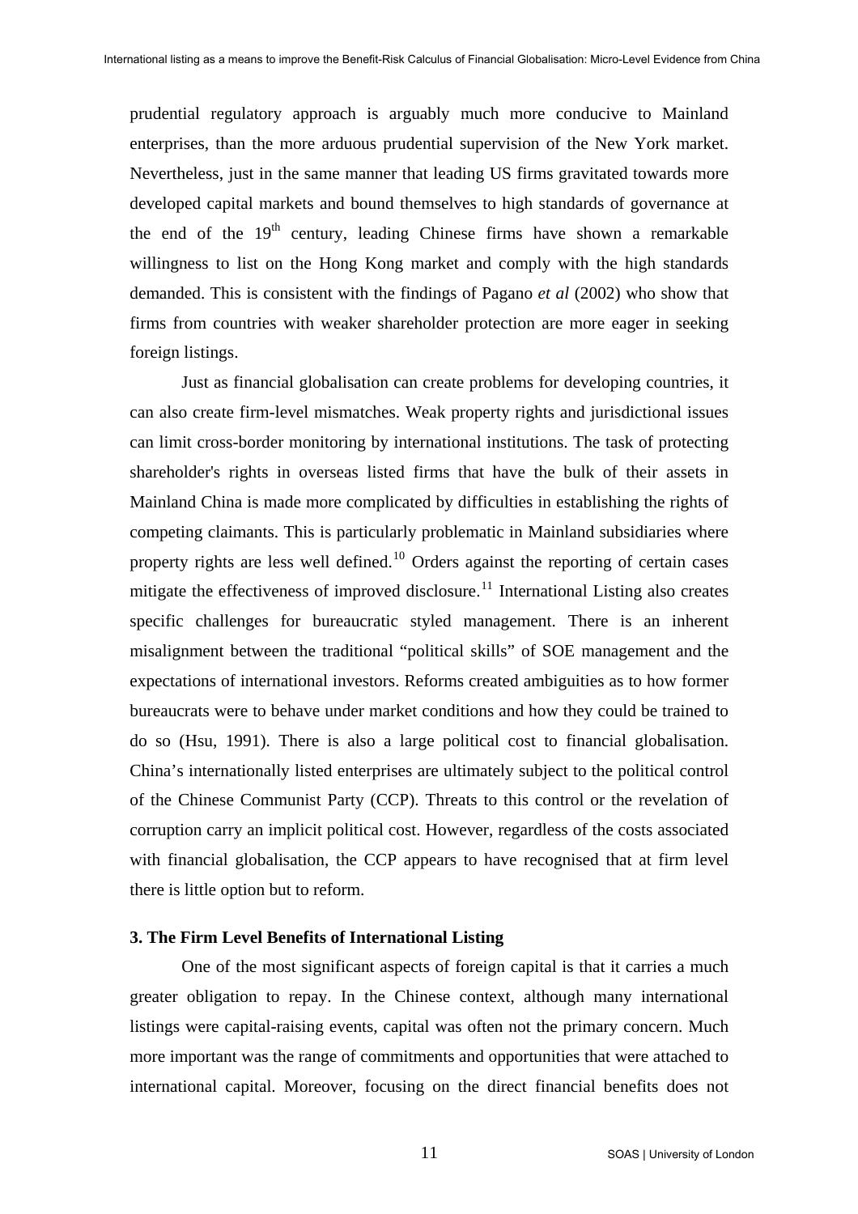prudential regulatory approach is arguably much more conducive to Mainland enterprises, than the more arduous prudential supervision of the New York market. Nevertheless, just in the same manner that leading US firms gravitated towards more developed capital markets and bound themselves to high standards of governance at the end of the 19th century, leading Chinese firms have shown a remarkable willingness to list on the Hong Kong market and comply with the high standards demanded. This is consistent with the findings of Pagano *et al* (2002) who show that firms from countries with weaker shareholder protection are more eager in seeking foreign listings.

Just as financial globalisation can create problems for developing countries, it can also create firm-level mismatches. Weak property rights and jurisdictional issues can limit cross-border monitoring by international institutions. The task of protecting shareholder's rights in overseas listed firms that have the bulk of their assets in Mainland China is made more complicated by difficulties in establishing the rights of competing claimants. This is particularly problematic in Mainland subsidiaries where property rights are less well defined.[10] Orders against the reporting of certain cases mitigate the effectiveness of improved disclosure.[11] International Listing also creates specific challenges for bureaucratic styled management. There is an inherent misalignment between the traditional "political skills" of SOE management and the expectations of international investors. Reforms created ambiguities as to how former bureaucrats were to behave under market conditions and how they could be trained to do so (Hsu, 1991). There is also a large political cost to financial globalisation. China's internationally listed enterprises are ultimately subject to the political control of the Chinese Communist Party (CCP). Threats to this control or the revelation of corruption carry an implicit political cost. However, regardless of the costs associated with financial globalisation, the CCP appears to have recognised that at firm level there is little option but to reform.

### 3. The Firm Level Benefits of International Listing

One of the most significant aspects of foreign capital is that it carries a much greater obligation to repay. In the Chinese context, although many international listings were capital-raising events, capital was often not the primary concern. Much more important was the range of commitments and opportunities that were attached to international capital. Moreover, focusing on the direct financial benefits does not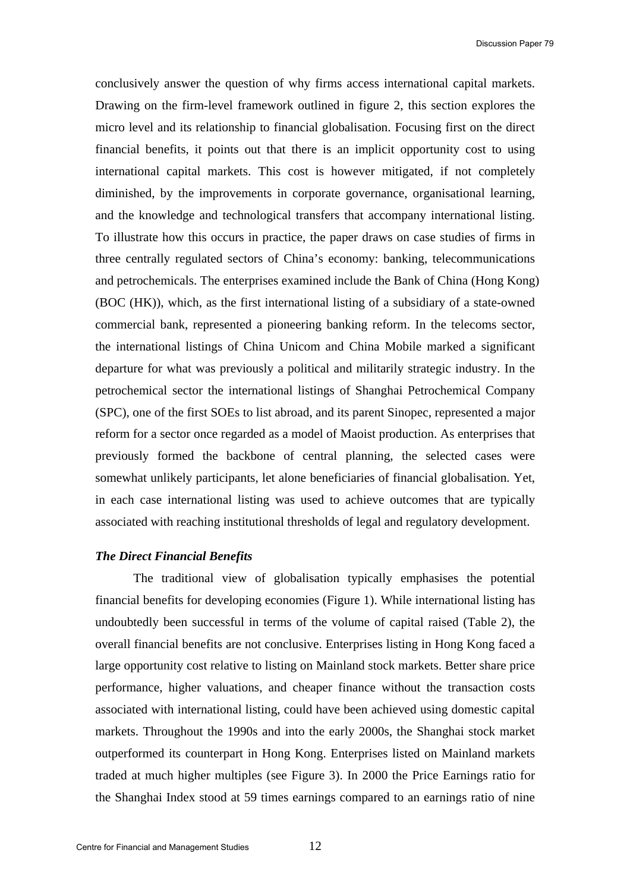conclusively answer the question of why firms access international capital markets. Drawing on the firm-level framework outlined in figure 2, this section explores the micro level and its relationship to financial globalisation. Focusing first on the direct financial benefits, it points out that there is an implicit opportunity cost to using international capital markets. This cost is however mitigated, if not completely diminished, by the improvements in corporate governance, organisational learning, and the knowledge and technological transfers that accompany international listing. To illustrate how this occurs in practice, the paper draws on case studies of firms in three centrally regulated sectors of China's economy: banking, telecommunications and petrochemicals. The enterprises examined include the Bank of China (Hong Kong) (BOC (HK)), which, as the first international listing of a subsidiary of a state-owned commercial bank, represented a pioneering banking reform. In the telecoms sector, the international listings of China Unicom and China Mobile marked a significant departure for what was previously a political and militarily strategic industry. In the petrochemical sector the international listings of Shanghai Petrochemical Company (SPC), one of the first SOEs to list abroad, and its parent Sinopec, represented a major reform for a sector once regarded as a model of Maoist production. As enterprises that previously formed the backbone of central planning, the selected cases were somewhat unlikely participants, let alone beneficiaries of financial globalisation. Yet, in each case international listing was used to achieve outcomes that are typically associated with reaching institutional thresholds of legal and regulatory development.

### *The Direct Financial Benefits*

The traditional view of globalisation typically emphasises the potential financial benefits for developing economies (Figure 1). While international listing has undoubtedly been successful in terms of the volume of capital raised (Table 2), the overall financial benefits are not conclusive. Enterprises listing in Hong Kong faced a large opportunity cost relative to listing on Mainland stock markets. Better share price performance, higher valuations, and cheaper finance without the transaction costs associated with international listing, could have been achieved using domestic capital markets. Throughout the 1990s and into the early 2000s, the Shanghai stock market outperformed its counterpart in Hong Kong. Enterprises listed on Mainland markets traded at much higher multiples (see Figure 3). In 2000 the Price Earnings ratio for the Shanghai Index stood at 59 times earnings compared to an earnings ratio of nine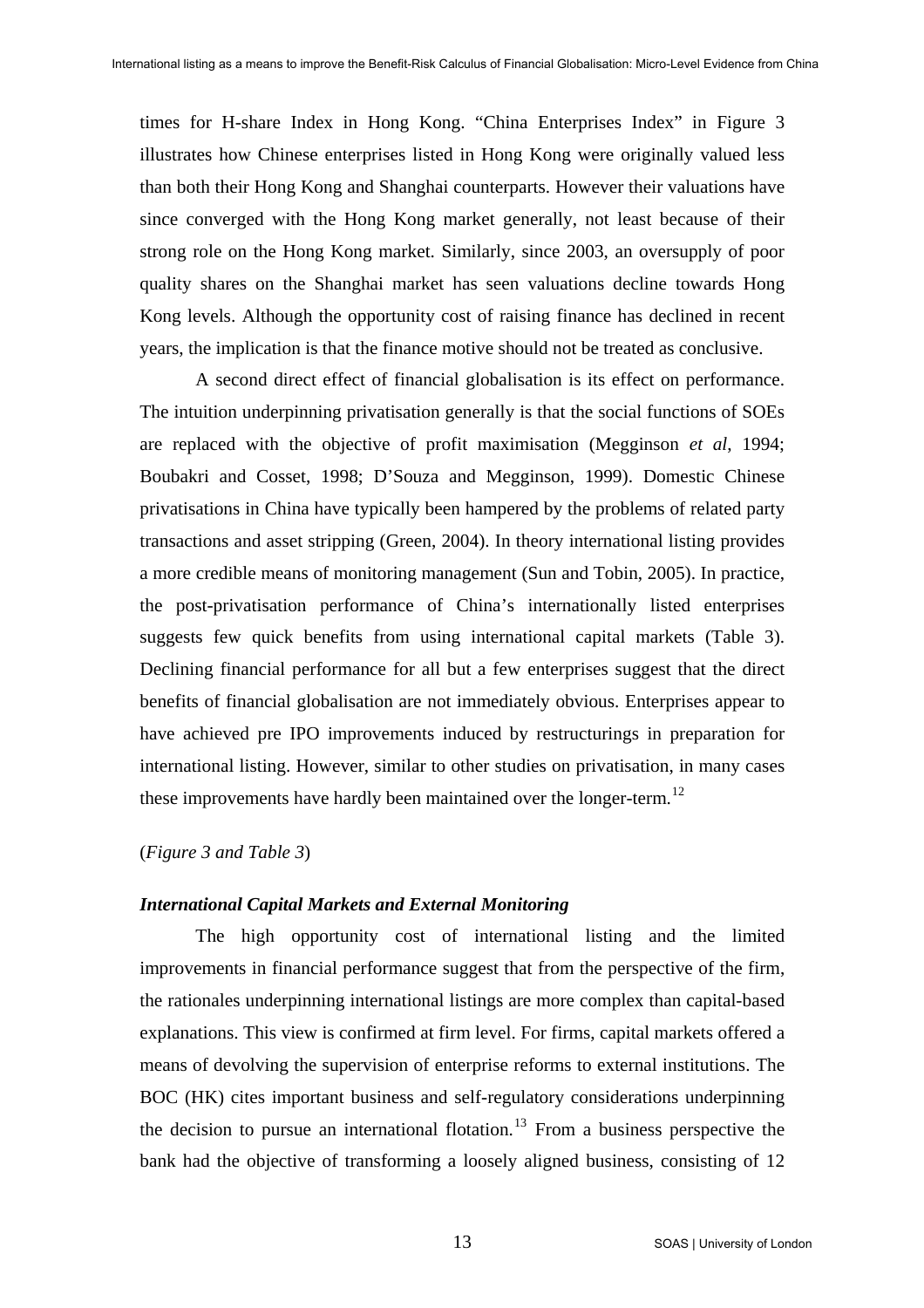times for H-share Index in Hong Kong. "China Enterprises Index" in Figure 3 illustrates how Chinese enterprises listed in Hong Kong were originally valued less than both their Hong Kong and Shanghai counterparts. However their valuations have since converged with the Hong Kong market generally, not least because of their strong role on the Hong Kong market. Similarly, since 2003, an oversupply of poor quality shares on the Shanghai market has seen valuations decline towards Hong Kong levels. Although the opportunity cost of raising finance has declined in recent years, the implication is that the finance motive should not be treated as conclusive.

A second direct effect of financial globalisation is its effect on performance. The intuition underpinning privatisation generally is that the social functions of SOEs are replaced with the objective of profit maximisation (Megginson *et al*, 1994; Boubakri and Cosset, 1998; D'Souza and Megginson, 1999). Domestic Chinese privatisations in China have typically been hampered by the problems of related party transactions and asset stripping (Green, 2004). In theory international listing provides a more credible means of monitoring management (Sun and Tobin, 2005). In practice, the post-privatisation performance of China's internationally listed enterprises suggests few quick benefits from using international capital markets (Table 3). Declining financial performance for all but a few enterprises suggest that the direct benefits of financial globalisation are not immediately obvious. Enterprises appear to have achieved pre IPO improvements induced by restructurings in preparation for international listing. However, similar to other studies on privatisation, in many cases these improvements have hardly been maintained over the longer-term.[12]

(*Figure 3 and Table 3*)

### *International Capital Markets and External Monitoring*

The high opportunity cost of international listing and the limited improvements in financial performance suggest that from the perspective of the firm, the rationales underpinning international listings are more complex than capital-based explanations. This view is confirmed at firm level. For firms, capital markets offered a means of devolving the supervision of enterprise reforms to external institutions. The BOC (HK) cites important business and self-regulatory considerations underpinning the decision to pursue an international flotation.[13] From a business perspective the bank had the objective of transforming a loosely aligned business, consisting of 12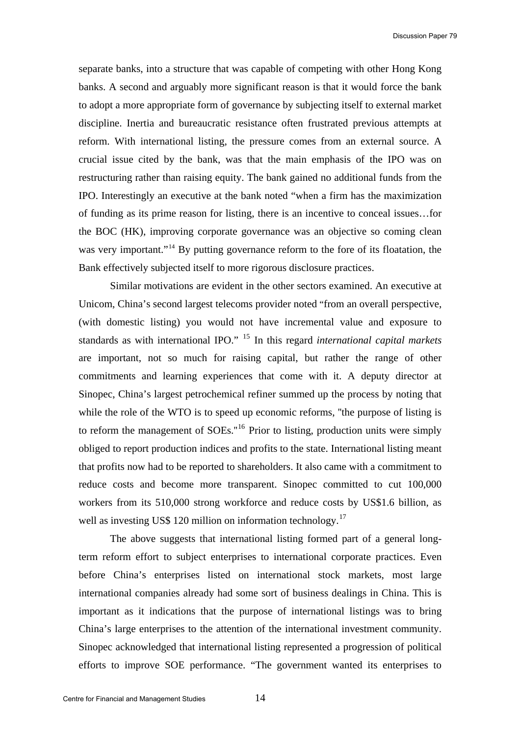separate banks, into a structure that was capable of competing with other Hong Kong banks. A second and arguably more significant reason is that it would force the bank to adopt a more appropriate form of governance by subjecting itself to external market discipline. Inertia and bureaucratic resistance often frustrated previous attempts at reform. With international listing, the pressure comes from an external source. A crucial issue cited by the bank, was that the main emphasis of the IPO was on restructuring rather than raising equity. The bank gained no additional funds from the IPO. Interestingly an executive at the bank noted "when a firm has the maximization of funding as its prime reason for listing, there is an incentive to conceal issues…for the BOC (HK), improving corporate governance was an objective so coming clean was very important."[14] By putting governance reform to the fore of its floatation, the Bank effectively subjected itself to more rigorous disclosure practices.

Similar motivations are evident in the other sectors examined. An executive at Unicom, China's second largest telecoms provider noted "from an overall perspective, (with domestic listing) you would not have incremental value and exposure to standards as with international IPO." [15] In this regard *international capital markets* are important, not so much for raising capital, but rather the range of other commitments and learning experiences that come with it. A deputy director at Sinopec, China's largest petrochemical refiner summed up the process by noting that while the role of the WTO is to speed up economic reforms, "the purpose of listing is to reform the management of SOEs."[16] Prior to listing, production units were simply obliged to report production indices and profits to the state. International listing meant that profits now had to be reported to shareholders. It also came with a commitment to reduce costs and become more transparent. Sinopec committed to cut 100,000 workers from its 510,000 strong workforce and reduce costs by US$1.6 billion, as well as investing US$ 120 million on information technology.[17]

The above suggests that international listing formed part of a general long-term reform effort to subject enterprises to international corporate practices. Even before China's enterprises listed on international stock markets, most large international companies already had some sort of business dealings in China. This is important as it indications that the purpose of international listings was to bring China's large enterprises to the attention of the international investment community. Sinopec acknowledged that international listing represented a progression of political efforts to improve SOE performance. "The government wanted its enterprises to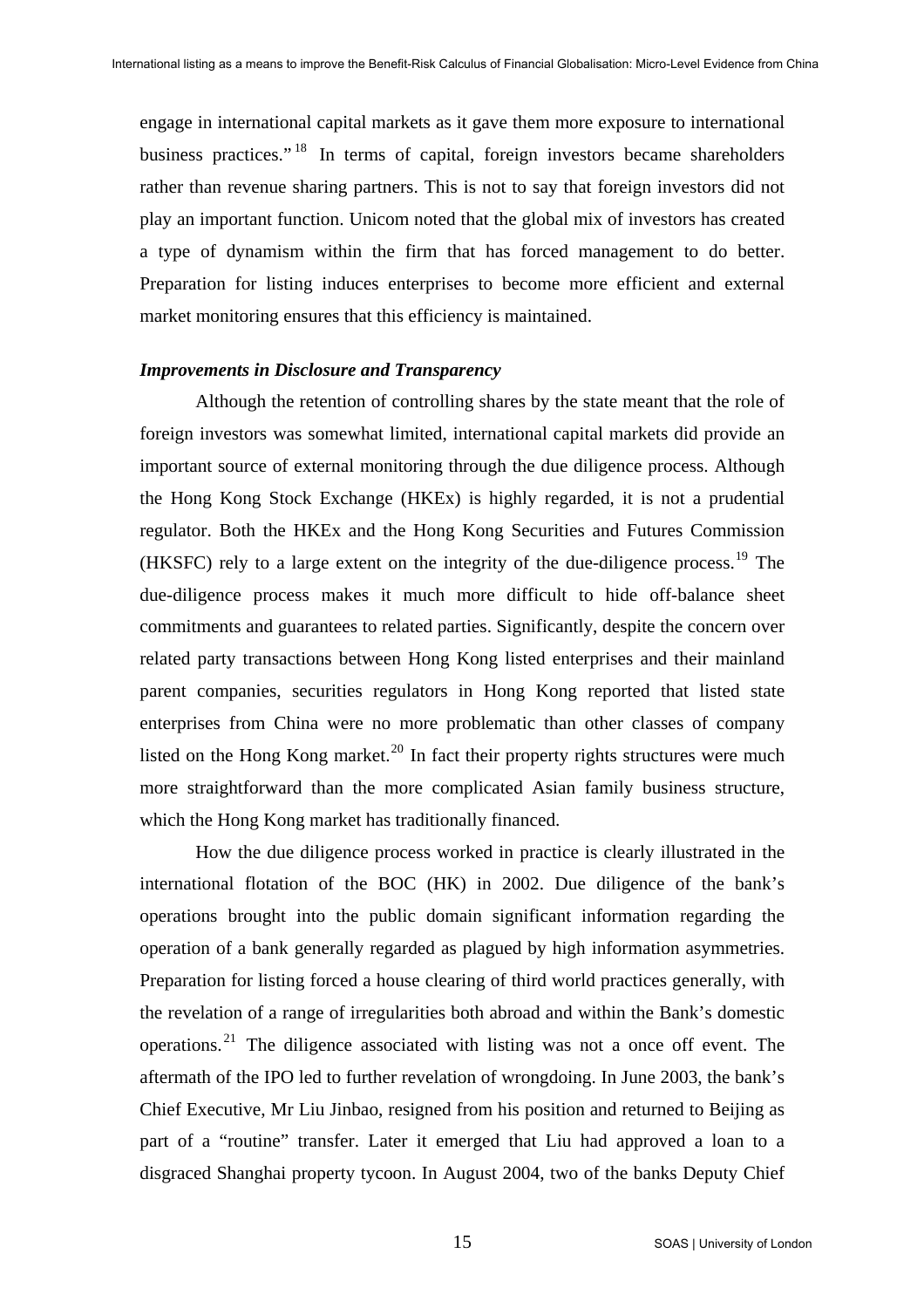engage in international capital markets as it gave them more exposure to international business practices."[18] In terms of capital, foreign investors became shareholders rather than revenue sharing partners. This is not to say that foreign investors did not play an important function. Unicom noted that the global mix of investors has created a type of dynamism within the firm that has forced management to do better. Preparation for listing induces enterprises to become more efficient and external market monitoring ensures that this efficiency is maintained.

***Improvements in Disclosure and Transparency***

Although the retention of controlling shares by the state meant that the role of foreign investors was somewhat limited, international capital markets did provide an important source of external monitoring through the due diligence process. Although the Hong Kong Stock Exchange (HKEx) is highly regarded, it is not a prudential regulator. Both the HKEx and the Hong Kong Securities and Futures Commission (HKSFC) rely to a large extent on the integrity of the due-diligence process.[19] The due-diligence process makes it much more difficult to hide off-balance sheet commitments and guarantees to related parties. Significantly, despite the concern over related party transactions between Hong Kong listed enterprises and their mainland parent companies, securities regulators in Hong Kong reported that listed state enterprises from China were no more problematic than other classes of company listed on the Hong Kong market.[20] In fact their property rights structures were much more straightforward than the more complicated Asian family business structure, which the Hong Kong market has traditionally financed.

How the due diligence process worked in practice is clearly illustrated in the international flotation of the BOC (HK) in 2002. Due diligence of the bank's operations brought into the public domain significant information regarding the operation of a bank generally regarded as plagued by high information asymmetries. Preparation for listing forced a house clearing of third world practices generally, with the revelation of a range of irregularities both abroad and within the Bank's domestic operations.[21] The diligence associated with listing was not a once off event. The aftermath of the IPO led to further revelation of wrongdoing. In June 2003, the bank's Chief Executive, Mr Liu Jinbao, resigned from his position and returned to Beijing as part of a "routine" transfer. Later it emerged that Liu had approved a loan to a disgraced Shanghai property tycoon. In August 2004, two of the banks Deputy Chief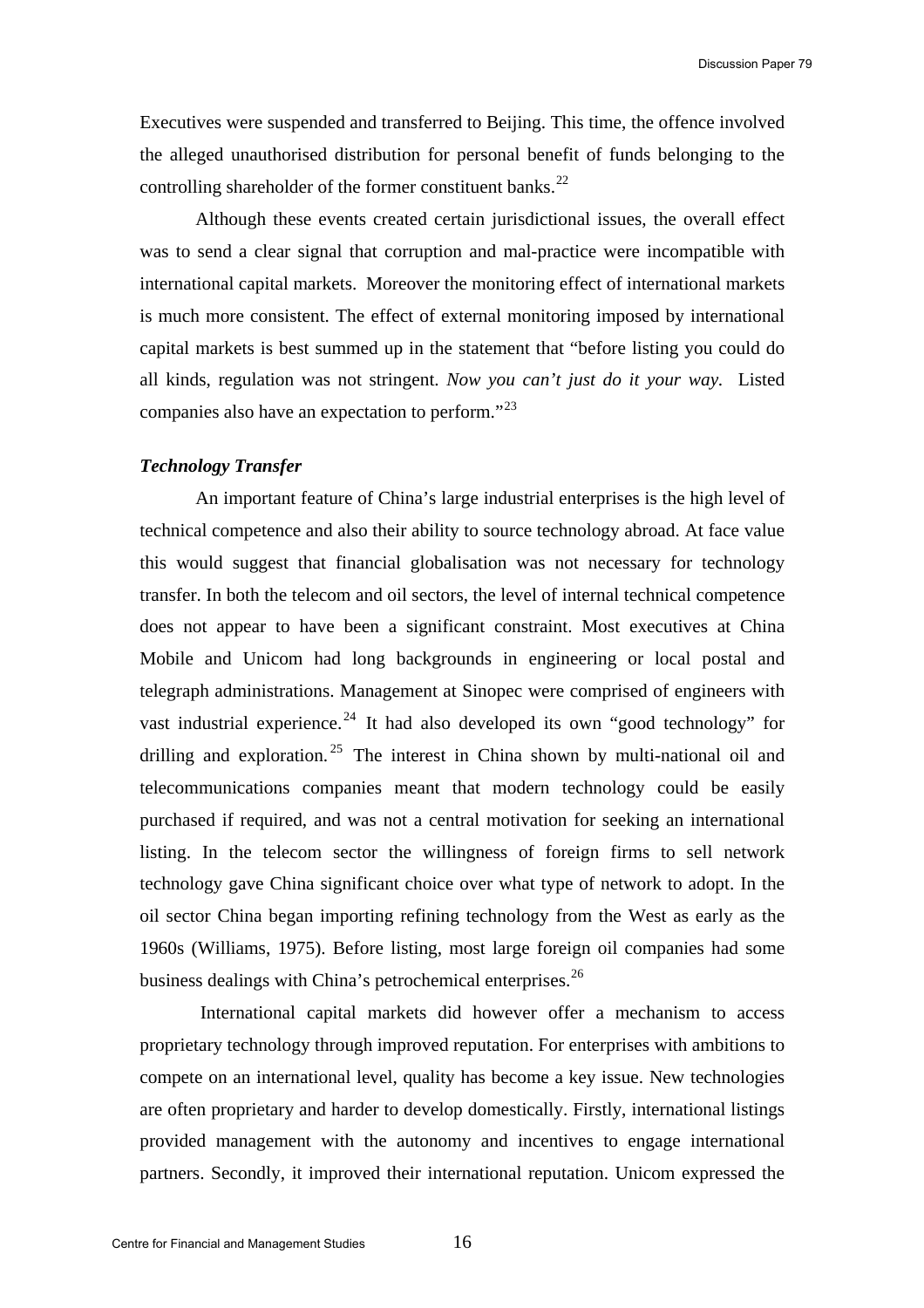Executives were suspended and transferred to Beijing. This time, the offence involved the alleged unauthorised distribution for personal benefit of funds belonging to the controlling shareholder of the former constituent banks.[22]

Although these events created certain jurisdictional issues, the overall effect was to send a clear signal that corruption and mal-practice were incompatible with international capital markets. Moreover the monitoring effect of international markets is much more consistent. The effect of external monitoring imposed by international capital markets is best summed up in the statement that "before listing you could do all kinds, regulation was not stringent. *Now you can't just do it your way.* Listed companies also have an expectation to perform."[23]

### *Technology Transfer*

An important feature of China's large industrial enterprises is the high level of technical competence and also their ability to source technology abroad. At face value this would suggest that financial globalisation was not necessary for technology transfer. In both the telecom and oil sectors, the level of internal technical competence does not appear to have been a significant constraint. Most executives at China Mobile and Unicom had long backgrounds in engineering or local postal and telegraph administrations. Management at Sinopec were comprised of engineers with vast industrial experience.[24] It had also developed its own "good technology" for drilling and exploration.[25] The interest in China shown by multi-national oil and telecommunications companies meant that modern technology could be easily purchased if required, and was not a central motivation for seeking an international listing. In the telecom sector the willingness of foreign firms to sell network technology gave China significant choice over what type of network to adopt. In the oil sector China began importing refining technology from the West as early as the 1960s (Williams, 1975). Before listing, most large foreign oil companies had some business dealings with China's petrochemical enterprises.[26]

International capital markets did however offer a mechanism to access proprietary technology through improved reputation. For enterprises with ambitions to compete on an international level, quality has become a key issue. New technologies are often proprietary and harder to develop domestically. Firstly, international listings provided management with the autonomy and incentives to engage international partners. Secondly, it improved their international reputation. Unicom expressed the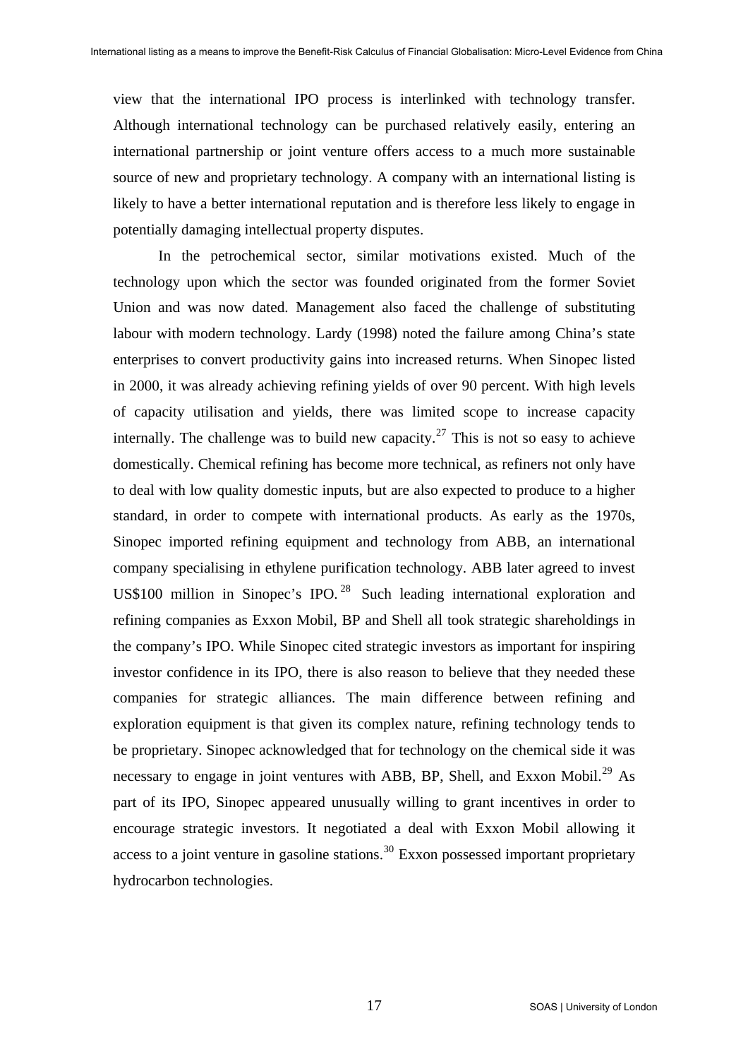view that the international IPO process is interlinked with technology transfer. Although international technology can be purchased relatively easily, entering an international partnership or joint venture offers access to a much more sustainable source of new and proprietary technology. A company with an international listing is likely to have a better international reputation and is therefore less likely to engage in potentially damaging intellectual property disputes.

In the petrochemical sector, similar motivations existed. Much of the technology upon which the sector was founded originated from the former Soviet Union and was now dated. Management also faced the challenge of substituting labour with modern technology. Lardy (1998) noted the failure among China's state enterprises to convert productivity gains into increased returns. When Sinopec listed in 2000, it was already achieving refining yields of over 90 percent. With high levels of capacity utilisation and yields, there was limited scope to increase capacity internally. The challenge was to build new capacity.[27] This is not so easy to achieve domestically. Chemical refining has become more technical, as refiners not only have to deal with low quality domestic inputs, but are also expected to produce to a higher standard, in order to compete with international products. As early as the 1970s, Sinopec imported refining equipment and technology from ABB, an international company specialising in ethylene purification technology. ABB later agreed to invest US$100 million in Sinopec's IPO.[28] Such leading international exploration and refining companies as Exxon Mobil, BP and Shell all took strategic shareholdings in the company's IPO. While Sinopec cited strategic investors as important for inspiring investor confidence in its IPO, there is also reason to believe that they needed these companies for strategic alliances. The main difference between refining and exploration equipment is that given its complex nature, refining technology tends to be proprietary. Sinopec acknowledged that for technology on the chemical side it was necessary to engage in joint ventures with ABB, BP, Shell, and Exxon Mobil.[29] As part of its IPO, Sinopec appeared unusually willing to grant incentives in order to encourage strategic investors. It negotiated a deal with Exxon Mobil allowing it access to a joint venture in gasoline stations.[30] Exxon possessed important proprietary hydrocarbon technologies.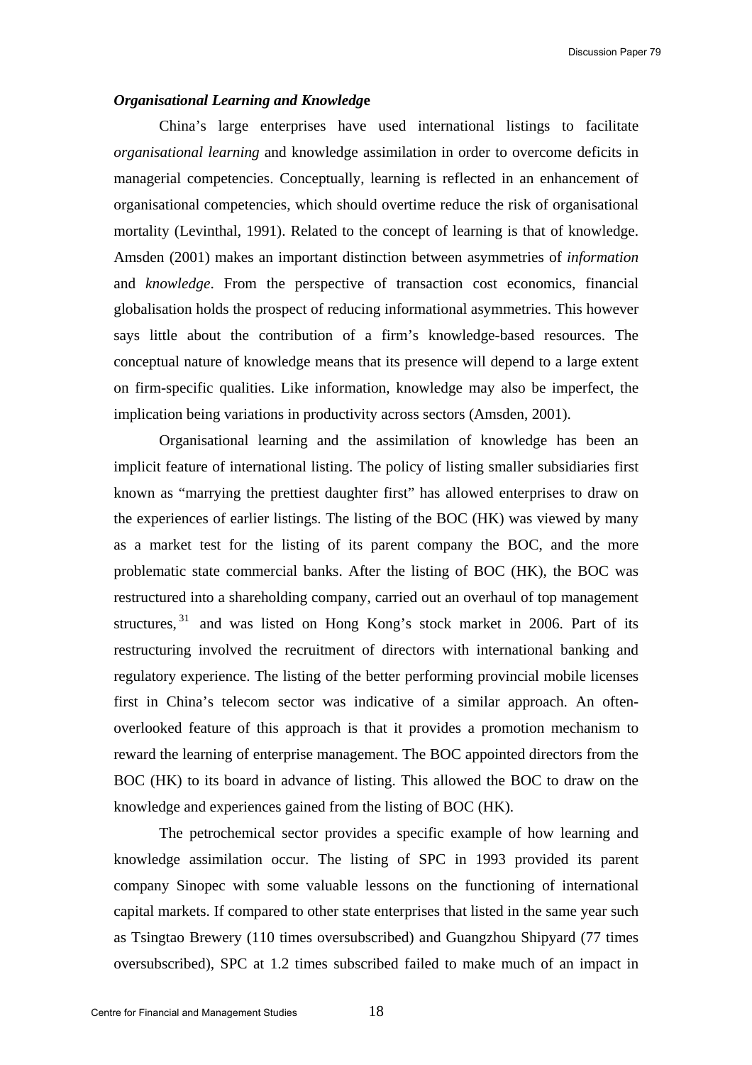### *Organisational Learning and Knowledge*

China's large enterprises have used international listings to facilitate *organisational learning* and knowledge assimilation in order to overcome deficits in managerial competencies. Conceptually, learning is reflected in an enhancement of organisational competencies, which should overtime reduce the risk of organisational mortality (Levinthal, 1991). Related to the concept of learning is that of knowledge. Amsden (2001) makes an important distinction between asymmetries of *information* and *knowledge*. From the perspective of transaction cost economics, financial globalisation holds the prospect of reducing informational asymmetries. This however says little about the contribution of a firm's knowledge-based resources. The conceptual nature of knowledge means that its presence will depend to a large extent on firm-specific qualities. Like information, knowledge may also be imperfect, the implication being variations in productivity across sectors (Amsden, 2001).

Organisational learning and the assimilation of knowledge has been an implicit feature of international listing. The policy of listing smaller subsidiaries first known as "marrying the prettiest daughter first" has allowed enterprises to draw on the experiences of earlier listings. The listing of the BOC (HK) was viewed by many as a market test for the listing of its parent company the BOC, and the more problematic state commercial banks. After the listing of BOC (HK), the BOC was restructured into a shareholding company, carried out an overhaul of top management structures,[31] and was listed on Hong Kong's stock market in 2006. Part of its restructuring involved the recruitment of directors with international banking and regulatory experience. The listing of the better performing provincial mobile licenses first in China's telecom sector was indicative of a similar approach. An often-overlooked feature of this approach is that it provides a promotion mechanism to reward the learning of enterprise management. The BOC appointed directors from the BOC (HK) to its board in advance of listing. This allowed the BOC to draw on the knowledge and experiences gained from the listing of BOC (HK).

The petrochemical sector provides a specific example of how learning and knowledge assimilation occur. The listing of SPC in 1993 provided its parent company Sinopec with some valuable lessons on the functioning of international capital markets. If compared to other state enterprises that listed in the same year such as Tsingtao Brewery (110 times oversubscribed) and Guangzhou Shipyard (77 times oversubscribed), SPC at 1.2 times subscribed failed to make much of an impact in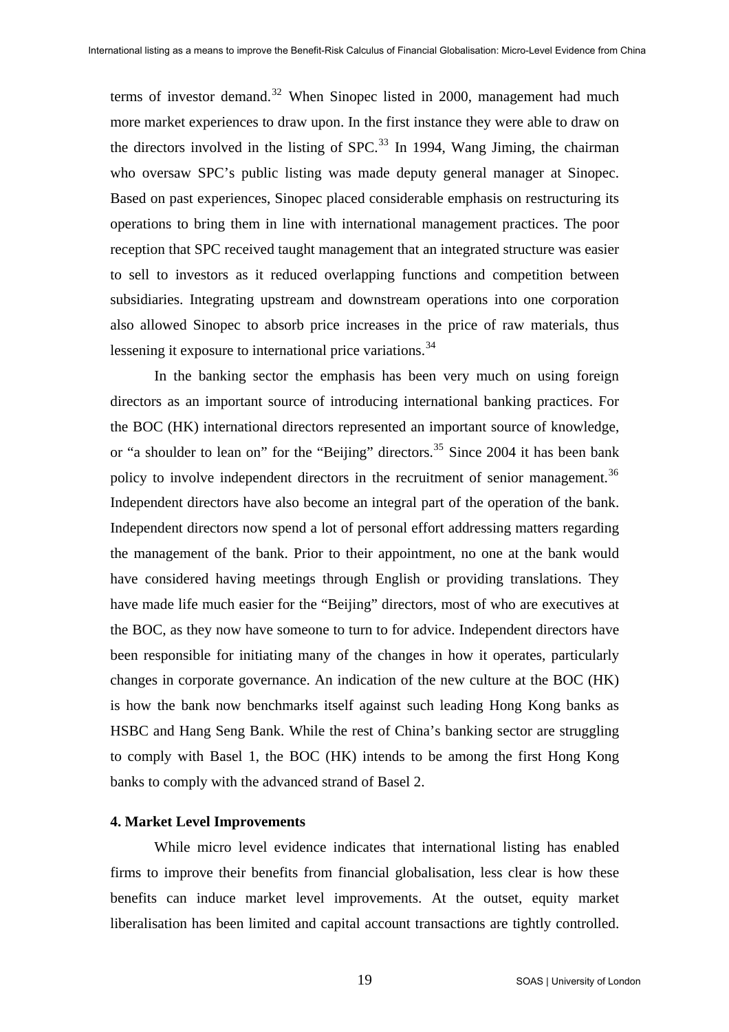terms of investor demand.[32] When Sinopec listed in 2000, management had much more market experiences to draw upon. In the first instance they were able to draw on the directors involved in the listing of SPC.[33] In 1994, Wang Jiming, the chairman who oversaw SPC's public listing was made deputy general manager at Sinopec. Based on past experiences, Sinopec placed considerable emphasis on restructuring its operations to bring them in line with international management practices. The poor reception that SPC received taught management that an integrated structure was easier to sell to investors as it reduced overlapping functions and competition between subsidiaries. Integrating upstream and downstream operations into one corporation also allowed Sinopec to absorb price increases in the price of raw materials, thus lessening it exposure to international price variations.[34]

In the banking sector the emphasis has been very much on using foreign directors as an important source of introducing international banking practices. For the BOC (HK) international directors represented an important source of knowledge, or "a shoulder to lean on" for the "Beijing" directors.[35] Since 2004 it has been bank policy to involve independent directors in the recruitment of senior management.[36] Independent directors have also become an integral part of the operation of the bank. Independent directors now spend a lot of personal effort addressing matters regarding the management of the bank. Prior to their appointment, no one at the bank would have considered having meetings through English or providing translations. They have made life much easier for the "Beijing" directors, most of who are executives at the BOC, as they now have someone to turn to for advice. Independent directors have been responsible for initiating many of the changes in how it operates, particularly changes in corporate governance. An indication of the new culture at the BOC (HK) is how the bank now benchmarks itself against such leading Hong Kong banks as HSBC and Hang Seng Bank. While the rest of China's banking sector are struggling to comply with Basel 1, the BOC (HK) intends to be among the first Hong Kong banks to comply with the advanced strand of Basel 2.

## 4. Market Level Improvements

While micro level evidence indicates that international listing has enabled firms to improve their benefits from financial globalisation, less clear is how these benefits can induce market level improvements. At the outset, equity market liberalisation has been limited and capital account transactions are tightly controlled.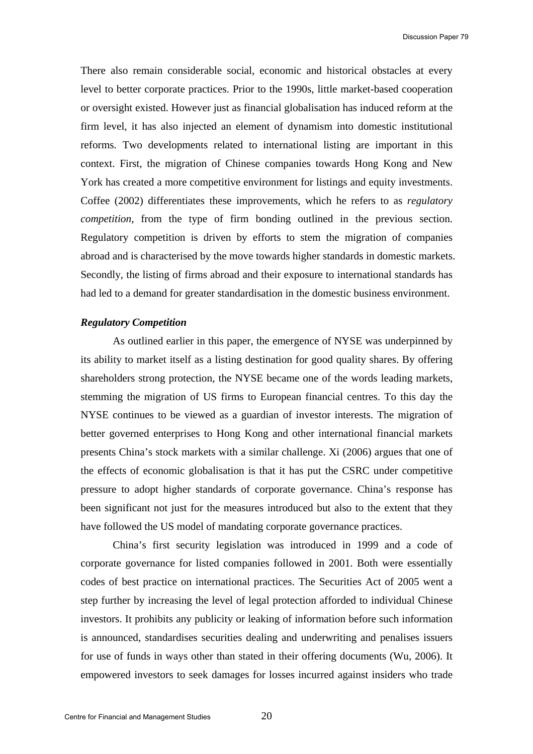There also remain considerable social, economic and historical obstacles at every level to better corporate practices. Prior to the 1990s, little market-based cooperation or oversight existed. However just as financial globalisation has induced reform at the firm level, it has also injected an element of dynamism into domestic institutional reforms. Two developments related to international listing are important in this context. First, the migration of Chinese companies towards Hong Kong and New York has created a more competitive environment for listings and equity investments. Coffee (2002) differentiates these improvements, which he refers to as *regulatory competition*, from the type of firm bonding outlined in the previous section. Regulatory competition is driven by efforts to stem the migration of companies abroad and is characterised by the move towards higher standards in domestic markets. Secondly, the listing of firms abroad and their exposure to international standards has had led to a demand for greater standardisation in the domestic business environment.

***Regulatory Competition***

As outlined earlier in this paper, the emergence of NYSE was underpinned by its ability to market itself as a listing destination for good quality shares. By offering shareholders strong protection, the NYSE became one of the words leading markets, stemming the migration of US firms to European financial centres. To this day the NYSE continues to be viewed as a guardian of investor interests. The migration of better governed enterprises to Hong Kong and other international financial markets presents China's stock markets with a similar challenge. Xi (2006) argues that one of the effects of economic globalisation is that it has put the CSRC under competitive pressure to adopt higher standards of corporate governance. China's response has been significant not just for the measures introduced but also to the extent that they have followed the US model of mandating corporate governance practices.

China's first security legislation was introduced in 1999 and a code of corporate governance for listed companies followed in 2001. Both were essentially codes of best practice on international practices. The Securities Act of 2005 went a step further by increasing the level of legal protection afforded to individual Chinese investors. It prohibits any publicity or leaking of information before such information is announced, standardises securities dealing and underwriting and penalises issuers for use of funds in ways other than stated in their offering documents (Wu, 2006). It empowered investors to seek damages for losses incurred against insiders who trade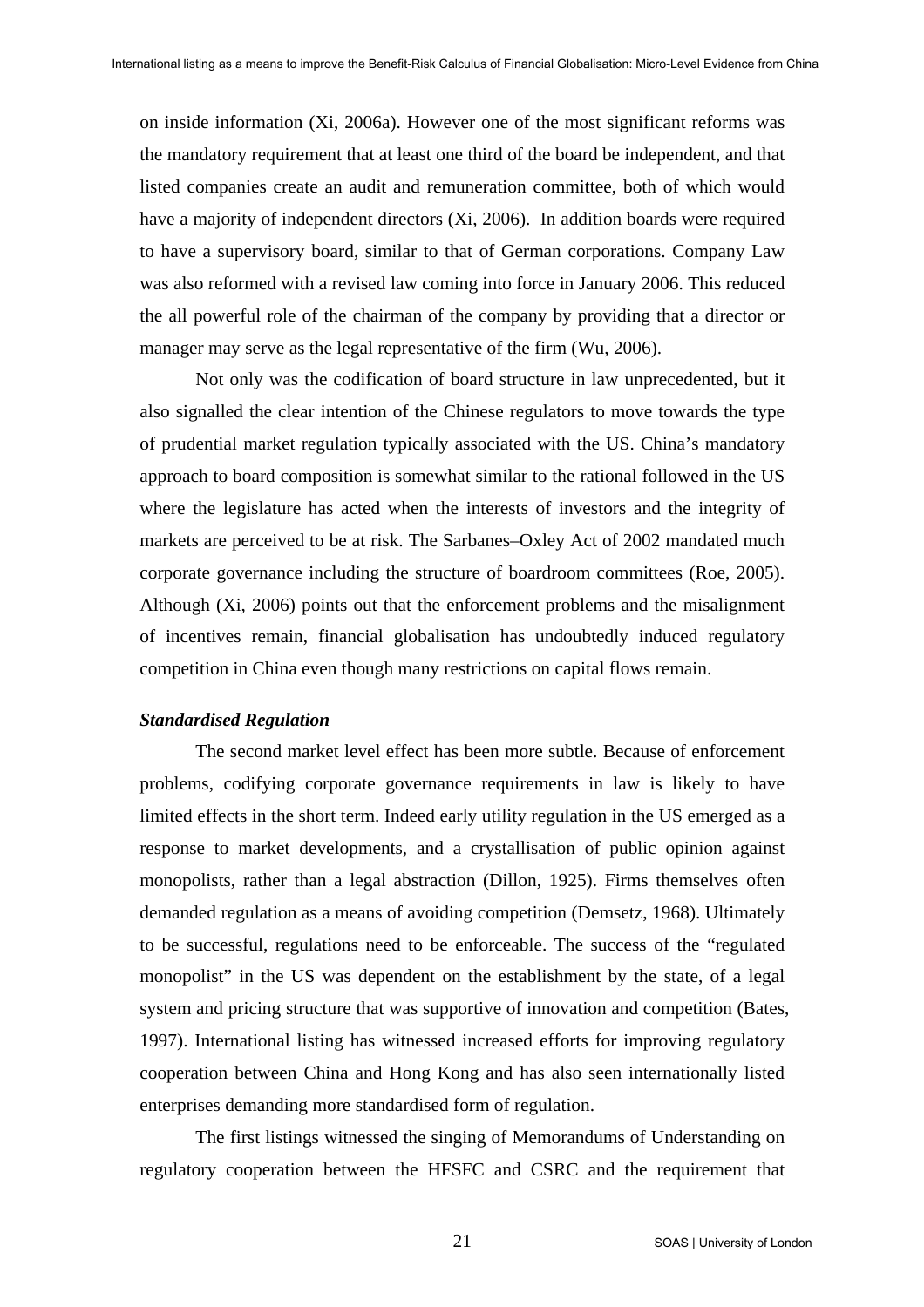on inside information (Xi, 2006a). However one of the most significant reforms was the mandatory requirement that at least one third of the board be independent, and that listed companies create an audit and remuneration committee, both of which would have a majority of independent directors (Xi, 2006). In addition boards were required to have a supervisory board, similar to that of German corporations. Company Law was also reformed with a revised law coming into force in January 2006. This reduced the all powerful role of the chairman of the company by providing that a director or manager may serve as the legal representative of the firm (Wu, 2006).

Not only was the codification of board structure in law unprecedented, but it also signalled the clear intention of the Chinese regulators to move towards the type of prudential market regulation typically associated with the US. China's mandatory approach to board composition is somewhat similar to the rational followed in the US where the legislature has acted when the interests of investors and the integrity of markets are perceived to be at risk. The Sarbanes–Oxley Act of 2002 mandated much corporate governance including the structure of boardroom committees (Roe, 2005). Although (Xi, 2006) points out that the enforcement problems and the misalignment of incentives remain, financial globalisation has undoubtedly induced regulatory competition in China even though many restrictions on capital flows remain.

***Standardised Regulation***

The second market level effect has been more subtle. Because of enforcement problems, codifying corporate governance requirements in law is likely to have limited effects in the short term. Indeed early utility regulation in the US emerged as a response to market developments, and a crystallisation of public opinion against monopolists, rather than a legal abstraction (Dillon, 1925). Firms themselves often demanded regulation as a means of avoiding competition (Demsetz, 1968). Ultimately to be successful, regulations need to be enforceable. The success of the "regulated monopolist" in the US was dependent on the establishment by the state, of a legal system and pricing structure that was supportive of innovation and competition (Bates, 1997). International listing has witnessed increased efforts for improving regulatory cooperation between China and Hong Kong and has also seen internationally listed enterprises demanding more standardised form of regulation.

The first listings witnessed the singing of Memorandums of Understanding on regulatory cooperation between the HFSFC and CSRC and the requirement that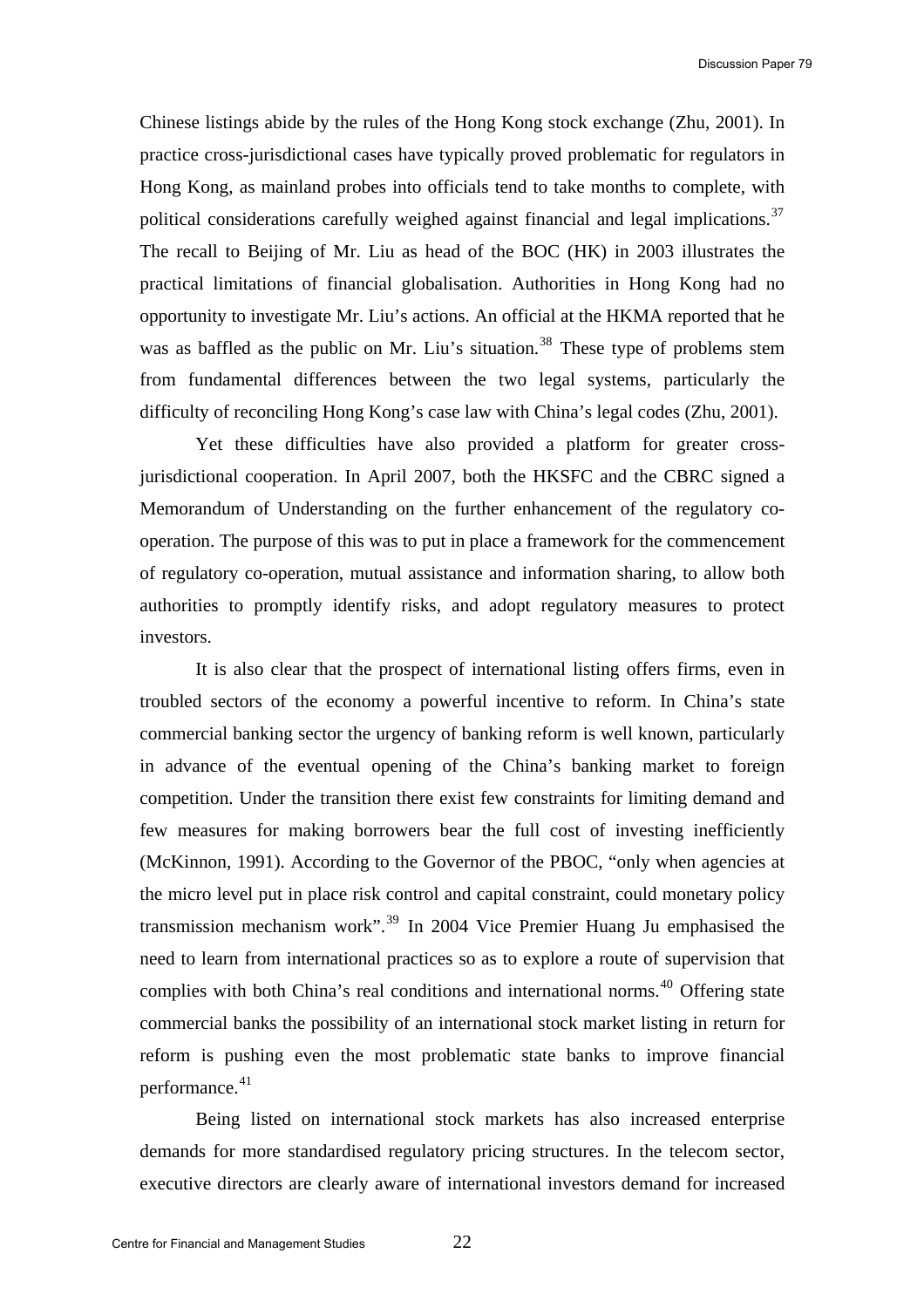Chinese listings abide by the rules of the Hong Kong stock exchange (Zhu, 2001). In practice cross-jurisdictional cases have typically proved problematic for regulators in Hong Kong, as mainland probes into officials tend to take months to complete, with political considerations carefully weighed against financial and legal implications.[37] The recall to Beijing of Mr. Liu as head of the BOC (HK) in 2003 illustrates the practical limitations of financial globalisation. Authorities in Hong Kong had no opportunity to investigate Mr. Liu's actions. An official at the HKMA reported that he was as baffled as the public on Mr. Liu's situation.[38] These type of problems stem from fundamental differences between the two legal systems, particularly the difficulty of reconciling Hong Kong's case law with China's legal codes (Zhu, 2001).

Yet these difficulties have also provided a platform for greater cross-jurisdictional cooperation. In April 2007, both the HKSFC and the CBRC signed a Memorandum of Understanding on the further enhancement of the regulatory co-operation. The purpose of this was to put in place a framework for the commencement of regulatory co-operation, mutual assistance and information sharing, to allow both authorities to promptly identify risks, and adopt regulatory measures to protect investors.

It is also clear that the prospect of international listing offers firms, even in troubled sectors of the economy a powerful incentive to reform. In China's state commercial banking sector the urgency of banking reform is well known, particularly in advance of the eventual opening of the China's banking market to foreign competition. Under the transition there exist few constraints for limiting demand and few measures for making borrowers bear the full cost of investing inefficiently (McKinnon, 1991). According to the Governor of the PBOC, "only when agencies at the micro level put in place risk control and capital constraint, could monetary policy transmission mechanism work".[39] In 2004 Vice Premier Huang Ju emphasised the need to learn from international practices so as to explore a route of supervision that complies with both China's real conditions and international norms.[40] Offering state commercial banks the possibility of an international stock market listing in return for reform is pushing even the most problematic state banks to improve financial performance.[41]

Being listed on international stock markets has also increased enterprise demands for more standardised regulatory pricing structures. In the telecom sector, executive directors are clearly aware of international investors demand for increased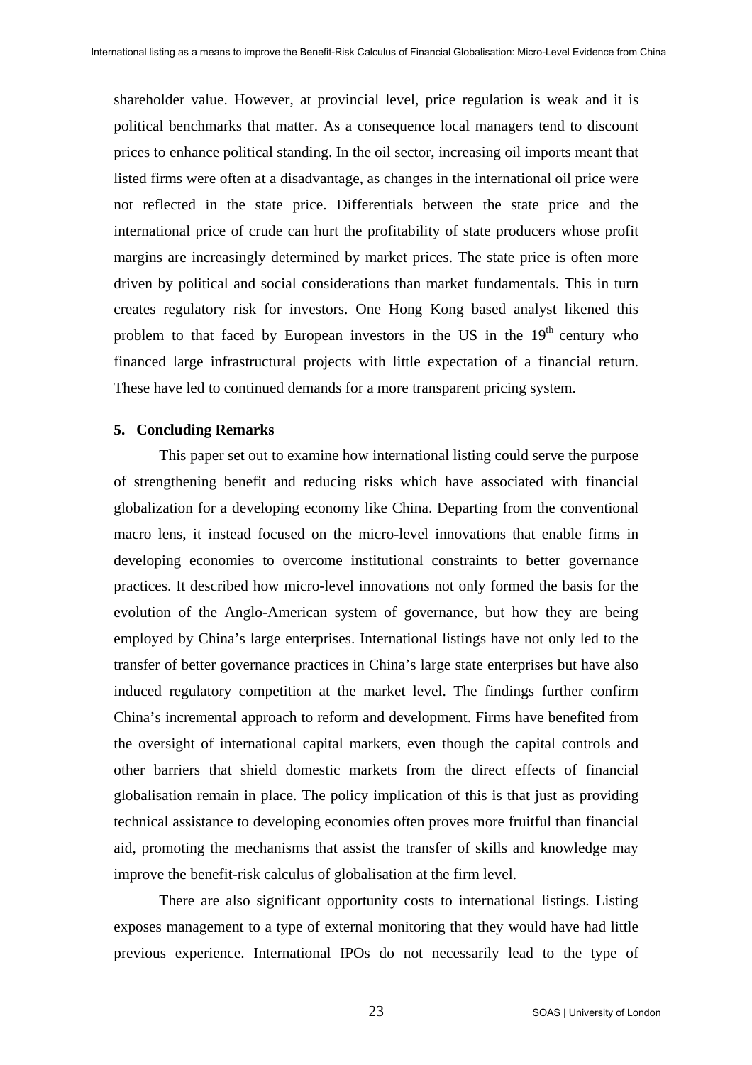shareholder value. However, at provincial level, price regulation is weak and it is political benchmarks that matter. As a consequence local managers tend to discount prices to enhance political standing. In the oil sector, increasing oil imports meant that listed firms were often at a disadvantage, as changes in the international oil price were not reflected in the state price. Differentials between the state price and the international price of crude can hurt the profitability of state producers whose profit margins are increasingly determined by market prices. The state price is often more driven by political and social considerations than market fundamentals. This in turn creates regulatory risk for investors. One Hong Kong based analyst likened this problem to that faced by European investors in the US in the 19th century who financed large infrastructural projects with little expectation of a financial return. These have led to continued demands for a more transparent pricing system.

## 5. Concluding Remarks

This paper set out to examine how international listing could serve the purpose of strengthening benefit and reducing risks which have associated with financial globalization for a developing economy like China. Departing from the conventional macro lens, it instead focused on the micro-level innovations that enable firms in developing economies to overcome institutional constraints to better governance practices. It described how micro-level innovations not only formed the basis for the evolution of the Anglo-American system of governance, but how they are being employed by China's large enterprises. International listings have not only led to the transfer of better governance practices in China's large state enterprises but have also induced regulatory competition at the market level. The findings further confirm China's incremental approach to reform and development. Firms have benefited from the oversight of international capital markets, even though the capital controls and other barriers that shield domestic markets from the direct effects of financial globalisation remain in place. The policy implication of this is that just as providing technical assistance to developing economies often proves more fruitful than financial aid, promoting the mechanisms that assist the transfer of skills and knowledge may improve the benefit-risk calculus of globalisation at the firm level.

There are also significant opportunity costs to international listings. Listing exposes management to a type of external monitoring that they would have had little previous experience. International IPOs do not necessarily lead to the type of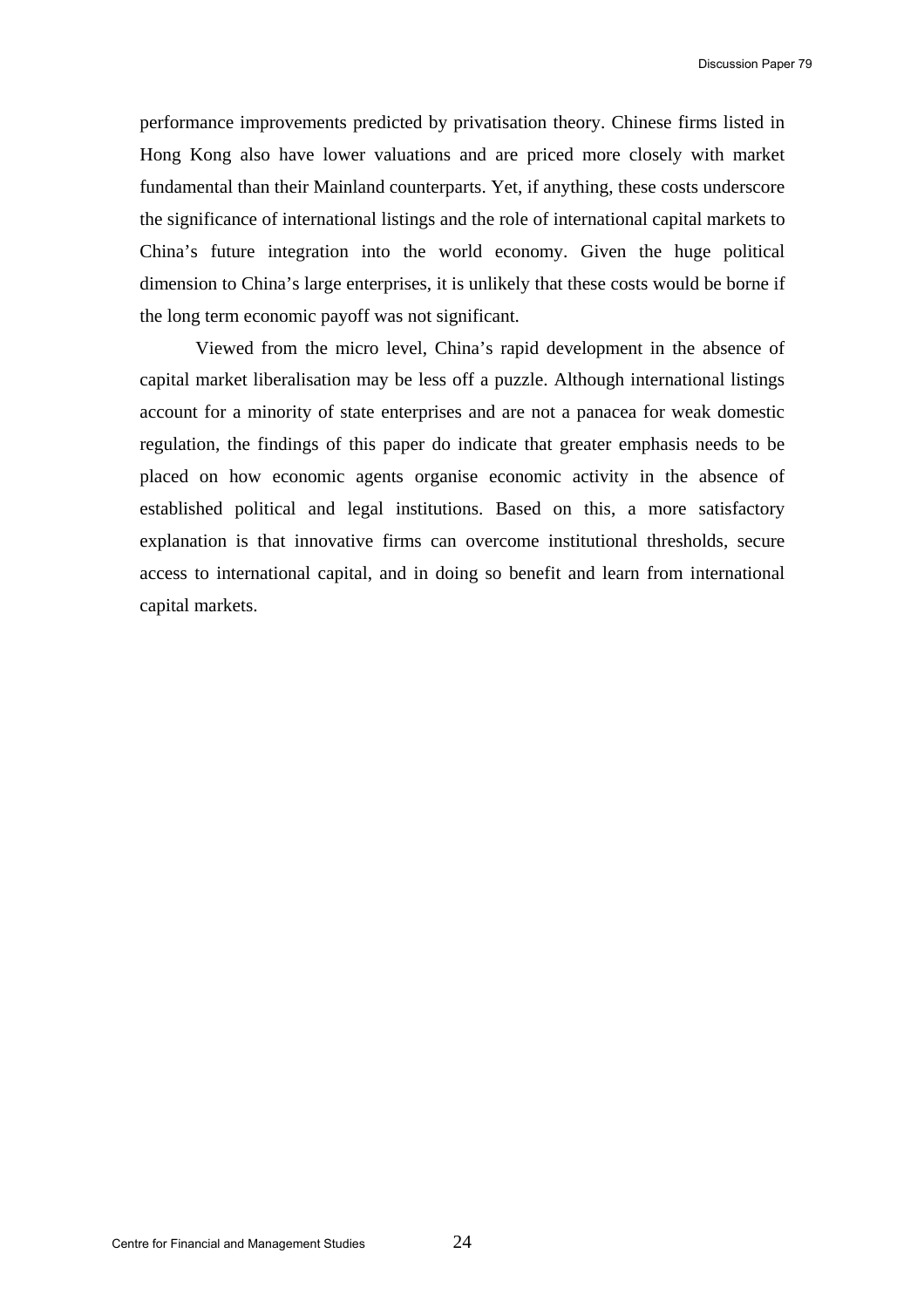performance improvements predicted by privatisation theory. Chinese firms listed in Hong Kong also have lower valuations and are priced more closely with market fundamental than their Mainland counterparts. Yet, if anything, these costs underscore the significance of international listings and the role of international capital markets to China's future integration into the world economy. Given the huge political dimension to China's large enterprises, it is unlikely that these costs would be borne if the long term economic payoff was not significant.

Viewed from the micro level, China's rapid development in the absence of capital market liberalisation may be less off a puzzle. Although international listings account for a minority of state enterprises and are not a panacea for weak domestic regulation, the findings of this paper do indicate that greater emphasis needs to be placed on how economic agents organise economic activity in the absence of established political and legal institutions. Based on this, a more satisfactory explanation is that innovative firms can overcome institutional thresholds, secure access to international capital, and in doing so benefit and learn from international capital markets.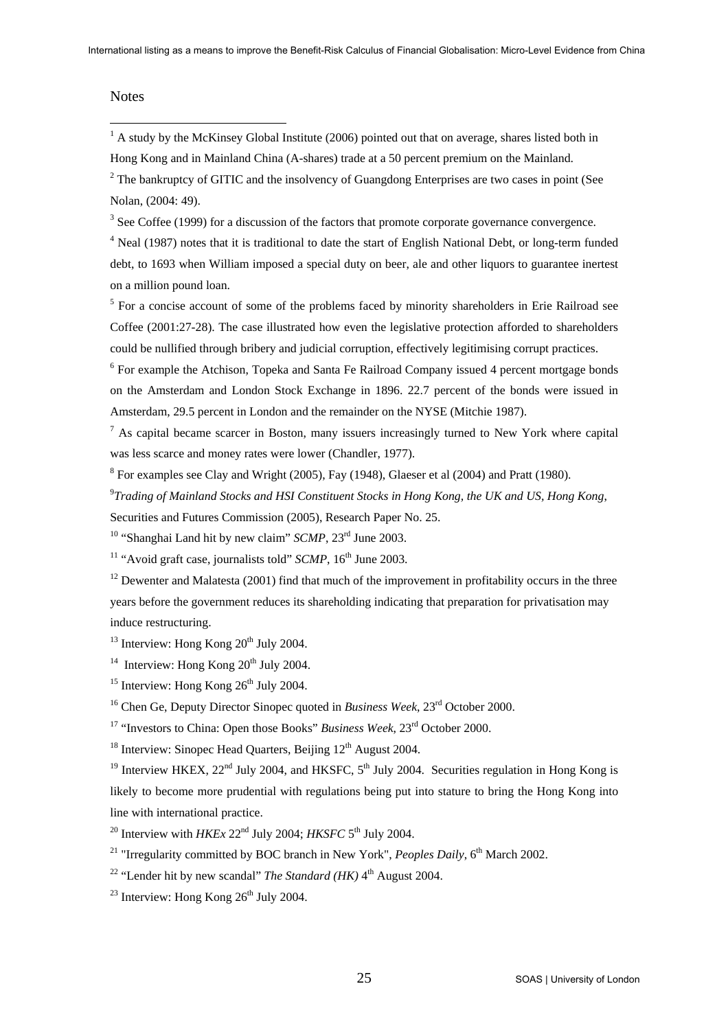Notes

[1] A study by the McKinsey Global Institute (2006) pointed out that on average, shares listed both in Hong Kong and in Mainland China (A-shares) trade at a 50 percent premium on the Mainland.

[2] The bankruptcy of GITIC and the insolvency of Guangdong Enterprises are two cases in point (See Nolan, (2004: 49).

[3] See Coffee (1999) for a discussion of the factors that promote corporate governance convergence.

[4] Neal (1987) notes that it is traditional to date the start of English National Debt, or long-term funded debt, to 1693 when William imposed a special duty on beer, ale and other liquors to guarantee inertest on a million pound loan.

[5] For a concise account of some of the problems faced by minority shareholders in Erie Railroad see Coffee (2001:27-28). The case illustrated how even the legislative protection afforded to shareholders could be nullified through bribery and judicial corruption, effectively legitimising corrupt practices.

[6] For example the Atchison, Topeka and Santa Fe Railroad Company issued 4 percent mortgage bonds on the Amsterdam and London Stock Exchange in 1896. 22.7 percent of the bonds were issued in Amsterdam, 29.5 percent in London and the remainder on the NYSE (Mitchie 1987).

[7] As capital became scarcer in Boston, many issuers increasingly turned to New York where capital was less scarce and money rates were lower (Chandler, 1977).

[8] For examples see Clay and Wright (2005), Fay (1948), Glaeser et al (2004) and Pratt (1980).

[9] *Trading of Mainland Stocks and HSI Constituent Stocks in Hong Kong, the UK and US, Hong Kong*, Securities and Futures Commission (2005), Research Paper No. 25.

[10] "Shanghai Land hit by new claim" *SCMP*, 23rd June 2003.

[11] "Avoid graft case, journalists told" *SCMP*, 16th June 2003.

[12] Dewenter and Malatesta (2001) find that much of the improvement in profitability occurs in the three years before the government reduces its shareholding indicating that preparation for privatisation may induce restructuring.

[13] Interview: Hong Kong 20th July 2004.

[14] Interview: Hong Kong 20th July 2004.

[15] Interview: Hong Kong 26th July 2004.

[16] Chen Ge, Deputy Director Sinopec quoted in *Business Week*, 23rd October 2000.

[17] "Investors to China: Open those Books" *Business Week*, 23rd October 2000.

[18] Interview: Sinopec Head Quarters, Beijing 12th August 2004.

[19] Interview HKEX, 22nd July 2004, and HKSFC, 5th July 2004. Securities regulation in Hong Kong is likely to become more prudential with regulations being put into stature to bring the Hong Kong into line with international practice.

[20] Interview with *HKEx* 22nd July 2004; *HKSFC* 5th July 2004.

[21] "Irregularity committed by BOC branch in New York", *Peoples Daily*, 6th March 2002.

[22] "Lender hit by new scandal" *The Standard (HK)* 4th August 2004.

[23] Interview: Hong Kong 26th July 2004.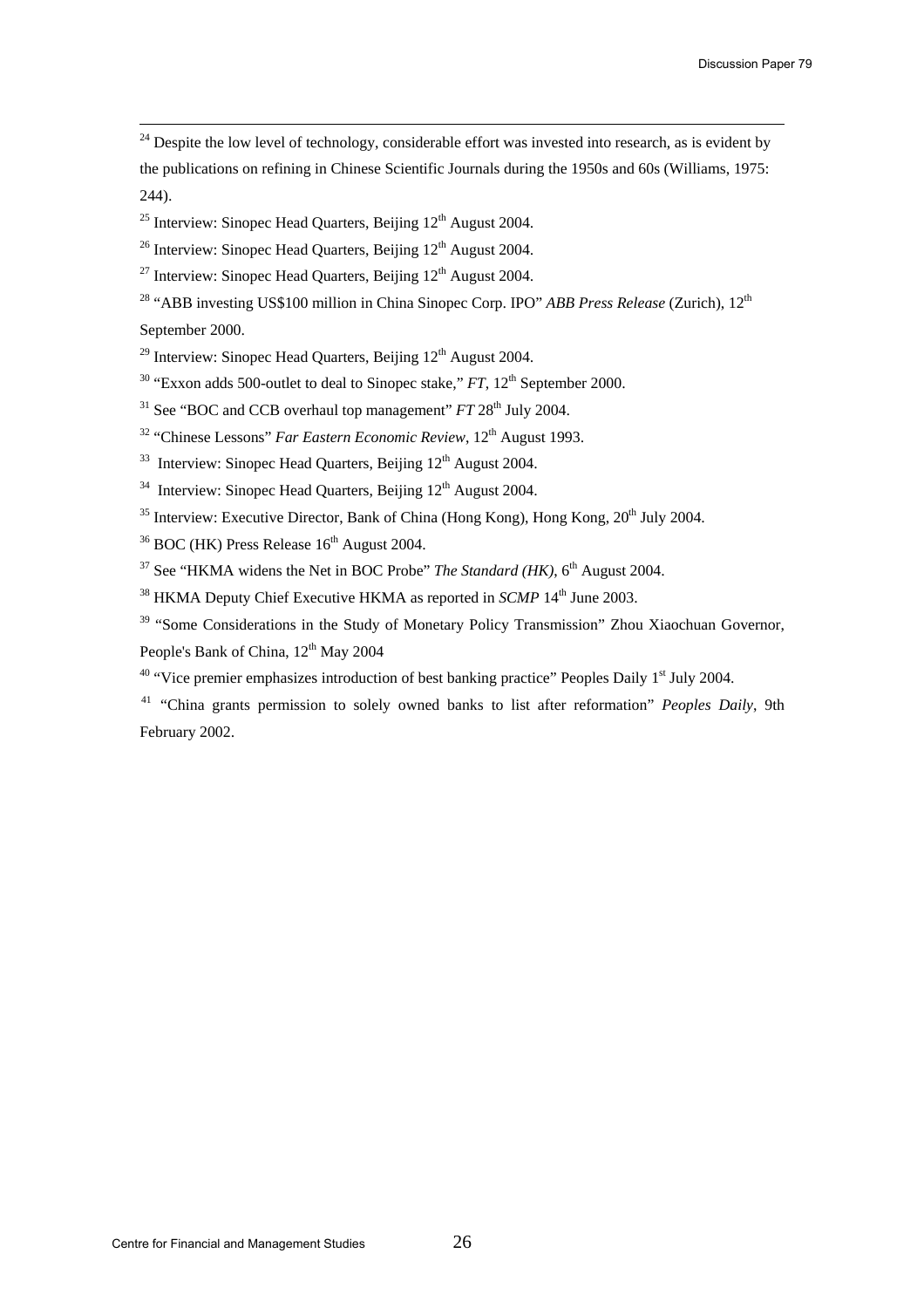[24] Despite the low level of technology, considerable effort was invested into research, as is evident by the publications on refining in Chinese Scientific Journals during the 1950s and 60s (Williams, 1975: 244).

[25] Interview: Sinopec Head Quarters, Beijing 12th August 2004.

[26] Interview: Sinopec Head Quarters, Beijing 12th August 2004.

[27] Interview: Sinopec Head Quarters, Beijing 12th August 2004.

[28] "ABB investing US$100 million in China Sinopec Corp. IPO" *ABB Press Release* (Zurich), 12th September 2000.

[29] Interview: Sinopec Head Quarters, Beijing 12th August 2004.

[30] "Exxon adds 500-outlet to deal to Sinopec stake," *FT*, 12th September 2000.

[31] See "BOC and CCB overhaul top management" *FT* 28th July 2004.

[32] "Chinese Lessons" *Far Eastern Economic Review*, 12th August 1993.

[33] Interview: Sinopec Head Quarters, Beijing 12th August 2004.

[34] Interview: Sinopec Head Quarters, Beijing 12th August 2004.

[35] Interview: Executive Director, Bank of China (Hong Kong), Hong Kong, 20th July 2004.

[36] BOC (HK) Press Release 16th August 2004.

[37] See "HKMA widens the Net in BOC Probe" *The Standard (HK)*, 6th August 2004.

[38] HKMA Deputy Chief Executive HKMA as reported in *SCMP* 14th June 2003.

[39] "Some Considerations in the Study of Monetary Policy Transmission" Zhou Xiaochuan Governor, People's Bank of China, 12th May 2004

[40] "Vice premier emphasizes introduction of best banking practice" Peoples Daily 1st July 2004.

[41] "China grants permission to solely owned banks to list after reformation" *Peoples Daily*, 9th February 2002.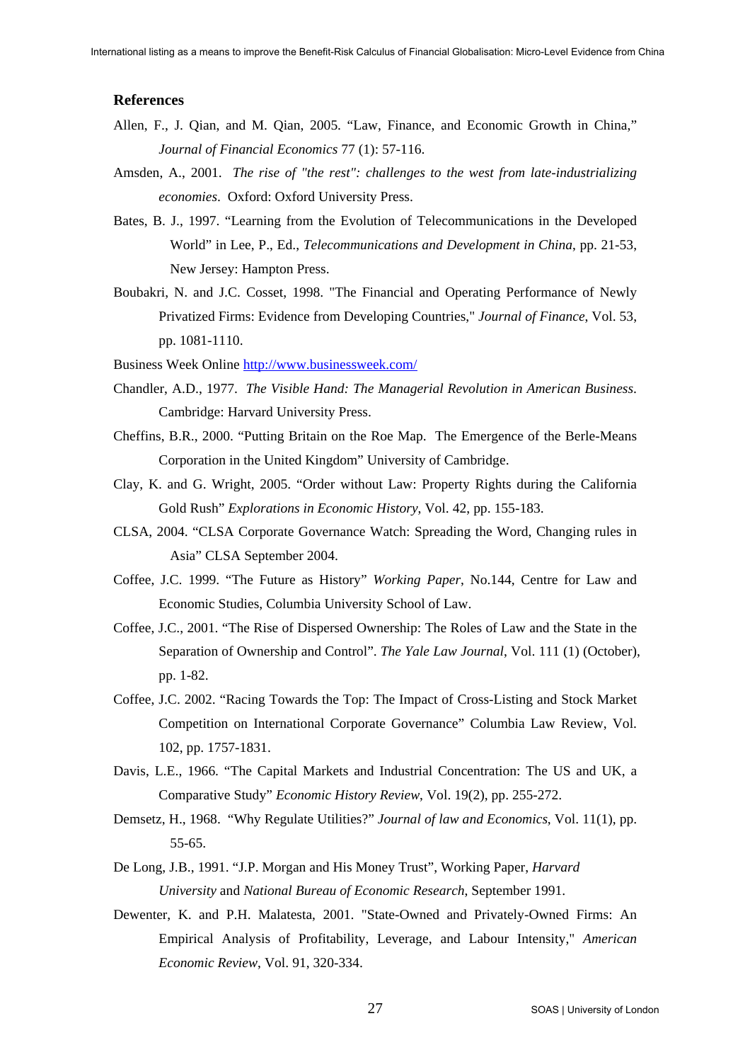## References

Allen, F., J. Qian, and M. Qian, 2005. "Law, Finance, and Economic Growth in China," *Journal of Financial Economics* 77 (1): 57-116.

Amsden, A., 2001. *The rise of "the rest": challenges to the west from late-industrializing economies*. Oxford: Oxford University Press.

Bates, B. J., 1997. "Learning from the Evolution of Telecommunications in the Developed World" in Lee, P., Ed., *Telecommunications and Development in China*, pp. 21-53, New Jersey: Hampton Press.

Boubakri, N. and J.C. Cosset, 1998. "The Financial and Operating Performance of Newly Privatized Firms: Evidence from Developing Countries," *Journal of Finance*, Vol. 53, pp. 1081-1110.

Business Week Online http://www.businessweek.com/

Chandler, A.D., 1977. *The Visible Hand: The Managerial Revolution in American Business*. Cambridge: Harvard University Press.

Cheffins, B.R., 2000. "Putting Britain on the Roe Map. The Emergence of the Berle-Means Corporation in the United Kingdom" University of Cambridge.

Clay, K. and G. Wright, 2005. "Order without Law: Property Rights during the California Gold Rush" *Explorations in Economic History*, Vol. 42, pp. 155-183.

CLSA, 2004. "CLSA Corporate Governance Watch: Spreading the Word, Changing rules in Asia" CLSA September 2004.

Coffee, J.C. 1999. "The Future as History" *Working Paper*, No.144, Centre for Law and Economic Studies, Columbia University School of Law.

Coffee, J.C., 2001. "The Rise of Dispersed Ownership: The Roles of Law and the State in the Separation of Ownership and Control". *The Yale Law Journal*, Vol. 111 (1) (October), pp. 1-82.

Coffee, J.C. 2002. "Racing Towards the Top: The Impact of Cross-Listing and Stock Market Competition on International Corporate Governance" Columbia Law Review, Vol. 102, pp. 1757-1831.

Davis, L.E., 1966. "The Capital Markets and Industrial Concentration: The US and UK, a Comparative Study" *Economic History Review*, Vol. 19(2), pp. 255-272.

Demsetz, H., 1968. "Why Regulate Utilities?" *Journal of law and Economics*, Vol. 11(1), pp. 55-65.

De Long, J.B., 1991. "J.P. Morgan and His Money Trust", Working Paper, *Harvard University* and *National Bureau of Economic Research*, September 1991.

Dewenter, K. and P.H. Malatesta, 2001. "State-Owned and Privately-Owned Firms: An Empirical Analysis of Profitability, Leverage, and Labour Intensity," *American Economic Review*, Vol. 91, 320-334.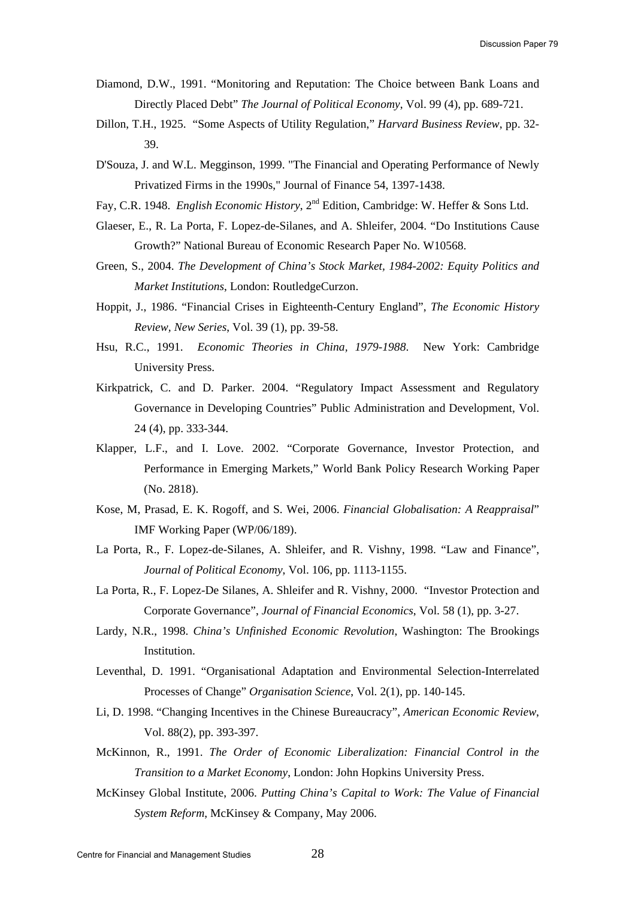Diamond, D.W., 1991. "Monitoring and Reputation: The Choice between Bank Loans and Directly Placed Debt" *The Journal of Political Economy*, Vol. 99 (4), pp. 689-721.

Dillon, T.H., 1925. "Some Aspects of Utility Regulation," *Harvard Business Review*, pp. 32-39.

D'Souza, J. and W.L. Megginson, 1999. "The Financial and Operating Performance of Newly Privatized Firms in the 1990s," Journal of Finance 54, 1397-1438.

Fay, C.R. 1948. *English Economic History*, 2nd Edition, Cambridge: W. Heffer & Sons Ltd.

Glaeser, E., R. La Porta, F. Lopez-de-Silanes, and A. Shleifer, 2004. "Do Institutions Cause Growth?" National Bureau of Economic Research Paper No. W10568.

Green, S., 2004. *The Development of China's Stock Market, 1984-2002: Equity Politics and Market Institutions*, London: RoutledgeCurzon.

Hoppit, J., 1986. "Financial Crises in Eighteenth-Century England", *The Economic History Review, New Series*, Vol. 39 (1), pp. 39-58.

Hsu, R.C., 1991. *Economic Theories in China, 1979-1988*. New York: Cambridge University Press.

Kirkpatrick, C. and D. Parker. 2004. "Regulatory Impact Assessment and Regulatory Governance in Developing Countries" Public Administration and Development, Vol. 24 (4), pp. 333-344.

Klapper, L.F., and I. Love. 2002. "Corporate Governance, Investor Protection, and Performance in Emerging Markets," World Bank Policy Research Working Paper (No. 2818).

Kose, M, Prasad, E. K. Rogoff, and S. Wei, 2006. *Financial Globalisation: A Reappraisal*" IMF Working Paper (WP/06/189).

La Porta, R., F. Lopez-de-Silanes, A. Shleifer, and R. Vishny, 1998. "Law and Finance", *Journal of Political Economy*, Vol. 106, pp. 1113-1155.

La Porta, R., F. Lopez-De Silanes, A. Shleifer and R. Vishny, 2000. "Investor Protection and Corporate Governance", *Journal of Financial Economics*, Vol. 58 (1), pp. 3-27.

Lardy, N.R., 1998. *China's Unfinished Economic Revolution*, Washington: The Brookings Institution.

Leventhal, D. 1991. "Organisational Adaptation and Environmental Selection-Interrelated Processes of Change" *Organisation Science*, Vol. 2(1), pp. 140-145.

Li, D. 1998. "Changing Incentives in the Chinese Bureaucracy", *American Economic Review*, Vol. 88(2), pp. 393-397.

McKinnon, R., 1991. *The Order of Economic Liberalization: Financial Control in the Transition to a Market Economy*, London: John Hopkins University Press.

McKinsey Global Institute, 2006. *Putting China's Capital to Work: The Value of Financial System Reform*, McKinsey & Company, May 2006.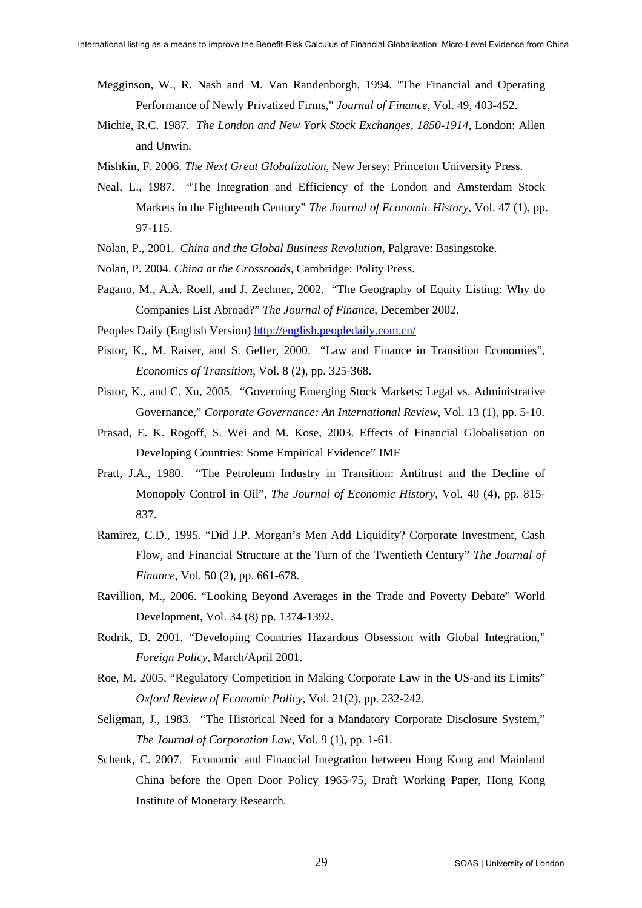Megginson, W., R. Nash and M. Van Randenborgh, 1994. "The Financial and Operating Performance of Newly Privatized Firms," *Journal of Finance*, Vol. 49, 403-452.

Michie, R.C. 1987. *The London and New York Stock Exchanges, 1850-1914*, London: Allen and Unwin.

Mishkin, F. 2006. *The Next Great Globalization*, New Jersey: Princeton University Press.

Neal, L., 1987. "The Integration and Efficiency of the London and Amsterdam Stock Markets in the Eighteenth Century" *The Journal of Economic History*, Vol. 47 (1), pp. 97-115.

Nolan, P., 2001. *China and the Global Business Revolution*, Palgrave: Basingstoke.

Nolan, P. 2004. *China at the Crossroads*, Cambridge: Polity Press.

Pagano, M., A.A. Roell, and J. Zechner, 2002. "The Geography of Equity Listing: Why do Companies List Abroad?" *The Journal of Finance*, December 2002.

Peoples Daily (English Version) http://english.peopledaily.com.cn/

Pistor, K., M. Raiser, and S. Gelfer, 2000. "Law and Finance in Transition Economies", *Economics of Transition*, Vol. 8 (2), pp. 325-368.

Pistor, K., and C. Xu, 2005. "Governing Emerging Stock Markets: Legal vs. Administrative Governance," *Corporate Governance: An International Review*, Vol. 13 (1), pp. 5-10.

Prasad, E. K. Rogoff, S. Wei and M. Kose, 2003. Effects of Financial Globalisation on Developing Countries: Some Empirical Evidence" IMF

Pratt, J.A., 1980. "The Petroleum Industry in Transition: Antitrust and the Decline of Monopoly Control in Oil", *The Journal of Economic History*, Vol. 40 (4), pp. 815-837.

Ramirez, C.D., 1995. "Did J.P. Morgan's Men Add Liquidity? Corporate Investment, Cash Flow, and Financial Structure at the Turn of the Twentieth Century" *The Journal of Finance*, Vol. 50 (2), pp. 661-678.

Ravillion, M., 2006. "Looking Beyond Averages in the Trade and Poverty Debate" World Development, Vol. 34 (8) pp. 1374-1392.

Rodrik, D. 2001. "Developing Countries Hazardous Obsession with Global Integration," *Foreign Policy*, March/April 2001.

Roe, M. 2005. "Regulatory Competition in Making Corporate Law in the US-and its Limits" *Oxford Review of Economic Policy*, Vol. 21(2), pp. 232-242.

Seligman, J., 1983. "The Historical Need for a Mandatory Corporate Disclosure System," *The Journal of Corporation Law*, Vol. 9 (1), pp. 1-61.

Schenk, C. 2007. Economic and Financial Integration between Hong Kong and Mainland China before the Open Door Policy 1965-75, Draft Working Paper, Hong Kong Institute of Monetary Research.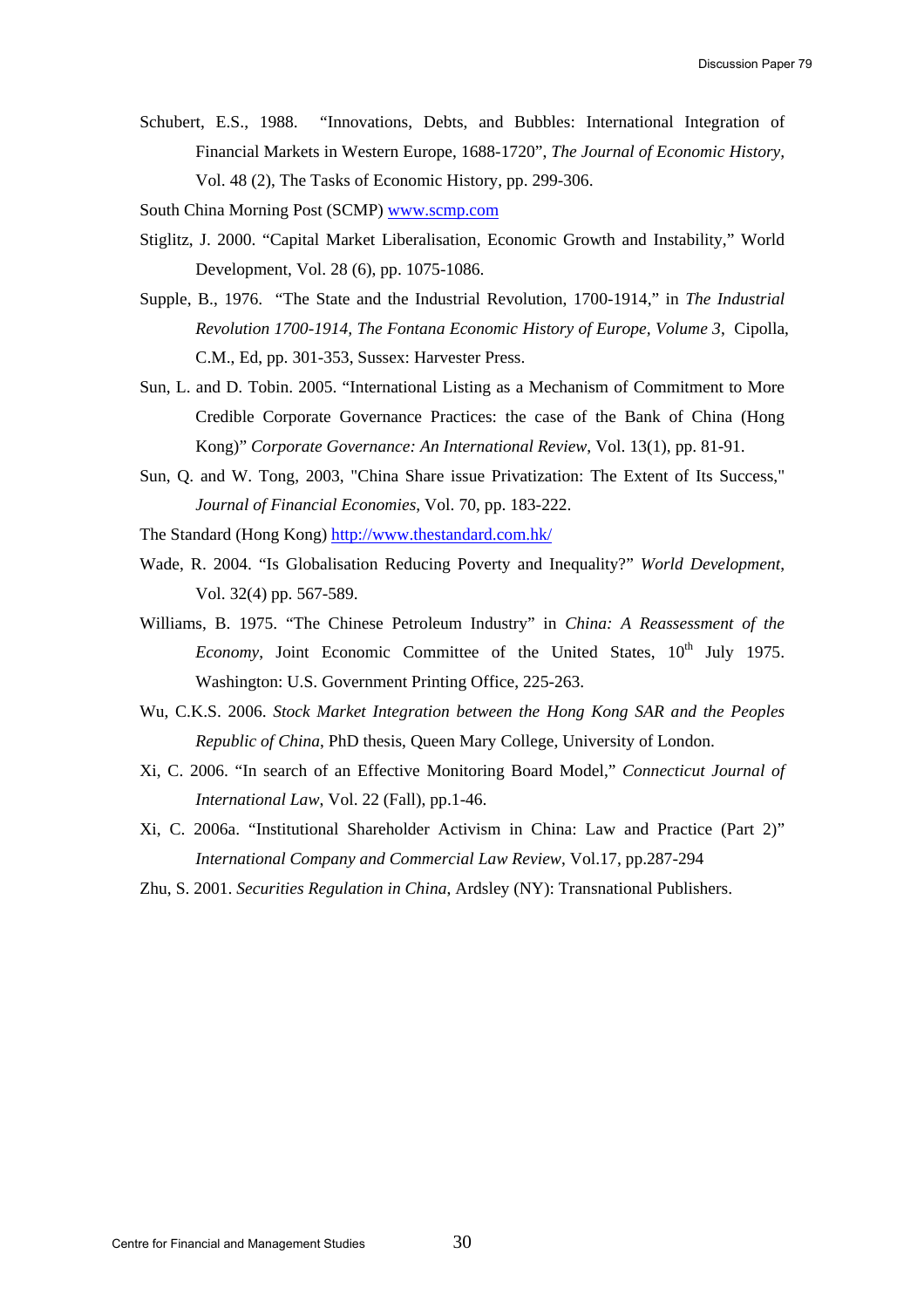Schubert, E.S., 1988. "Innovations, Debts, and Bubbles: International Integration of Financial Markets in Western Europe, 1688-1720", *The Journal of Economic History*, Vol. 48 (2), The Tasks of Economic History, pp. 299-306.

South China Morning Post (SCMP) www.scmp.com

Stiglitz, J. 2000. "Capital Market Liberalisation, Economic Growth and Instability," World Development, Vol. 28 (6), pp. 1075-1086.

Supple, B., 1976. "The State and the Industrial Revolution, 1700-1914," in *The Industrial Revolution 1700-1914, The Fontana Economic History of Europe, Volume 3*, Cipolla, C.M., Ed, pp. 301-353, Sussex: Harvester Press.

Sun, L. and D. Tobin. 2005. "International Listing as a Mechanism of Commitment to More Credible Corporate Governance Practices: the case of the Bank of China (Hong Kong)" *Corporate Governance: An International Review*, Vol. 13(1), pp. 81-91.

Sun, Q. and W. Tong, 2003, "China Share issue Privatization: The Extent of Its Success," *Journal of Financial Economies*, Vol. 70, pp. 183-222.

The Standard (Hong Kong) http://www.thestandard.com.hk/

Wade, R. 2004. "Is Globalisation Reducing Poverty and Inequality?" *World Development*, Vol. 32(4) pp. 567-589.

Williams, B. 1975. "The Chinese Petroleum Industry" in *China: A Reassessment of the Economy*, Joint Economic Committee of the United States, 10th July 1975. Washington: U.S. Government Printing Office, 225-263.

Wu, C.K.S. 2006. *Stock Market Integration between the Hong Kong SAR and the Peoples Republic of China*, PhD thesis, Queen Mary College, University of London.

Xi, C. 2006. "In search of an Effective Monitoring Board Model," *Connecticut Journal of International Law*, Vol. 22 (Fall), pp.1-46.

Xi, C. 2006a. "Institutional Shareholder Activism in China: Law and Practice (Part 2)" *International Company and Commercial Law Review*, Vol.17, pp.287-294

Zhu, S. 2001. *Securities Regulation in China*, Ardsley (NY): Transnational Publishers.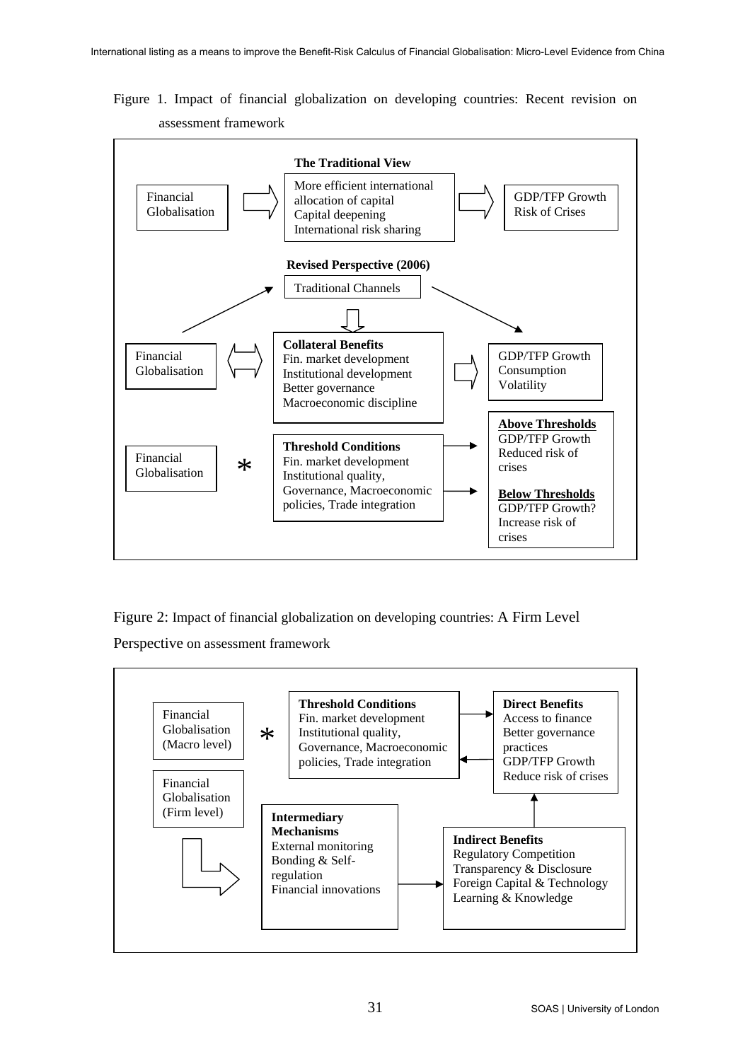Figure 1. Impact of financial globalization on developing countries: Recent revision on assessment framework

**The Traditional View**

Financial Globalisation ⇒ More efficient international allocation of capital; Capital deepening; International risk sharing ⇒ GDP/TFP Growth; Risk of Crises

**Revised Perspective (2006)**

Traditional Channels

Financial Globalisation ⇔ **Collateral Benefits**: Fin. market development; Institutional development; Better governance; Macroeconomic discipline ⇒ GDP/TFP Growth; Consumption; Volatility

Financial Globalisation * **Threshold Conditions**: Fin. market development; Institutional quality, Governance, Macroeconomic policies, Trade integration →

**Above Thresholds**: GDP/TFP Growth; Reduced risk of crises

**Below Thresholds**: GDP/TFP Growth?; Increase risk of crises

Figure 2: Impact of financial globalization on developing countries: A Firm Level Perspective on assessment framework

Financial Globalisation (Macro level) * **Threshold Conditions**: Fin. market development; Institutional quality, Governance, Macroeconomic policies, Trade integration ⇄ **Direct Benefits**: Access to finance; Better governance practices; GDP/TFP Growth; Reduce risk of crises

Financial Globalisation (Firm level) ⇒ **Intermediary Mechanisms**: External monitoring; Bonding & Self-regulation; Financial innovations → **Indirect Benefits**: Regulatory Competition; Transparency & Disclosure; Foreign Capital & Technology; Learning & Knowledge → Direct Benefits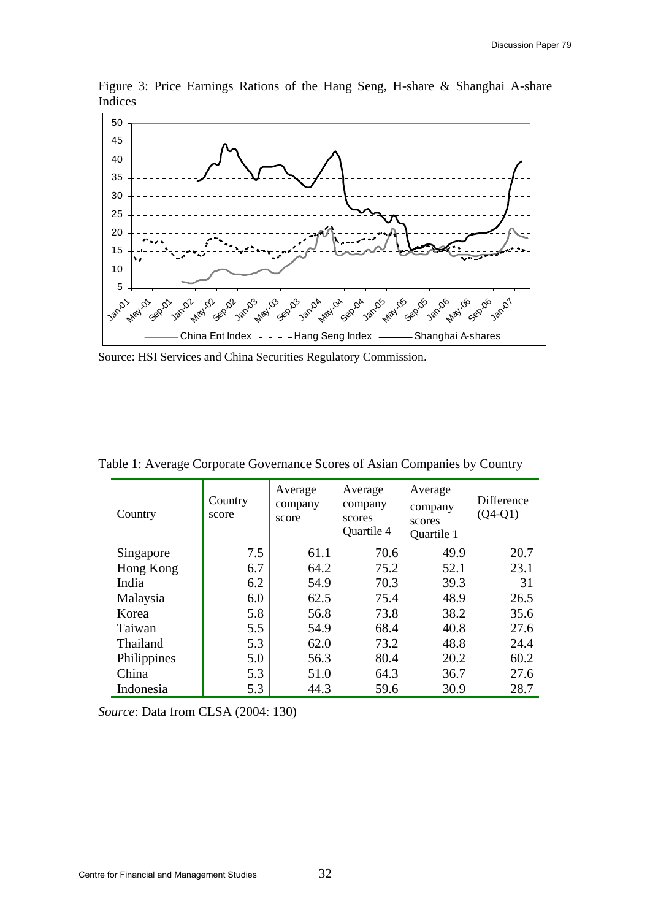Figure 3: Price Earnings Rations of the Hang Seng, H-share & Shanghai A-share Indices

Source: HSI Services and China Securities Regulatory Commission.

Table 1: Average Corporate Governance Scores of Asian Companies by Country

| Country | Country score | Average company score | Average company scores Quartile 4 | Average company scores Quartile 1 | Difference (Q4-Q1) |
|---|---|---|---|---|---|
| Singapore | 7.5 | 61.1 | 70.6 | 49.9 | 20.7 |
| Hong Kong | 6.7 | 64.2 | 75.2 | 52.1 | 23.1 |
| India | 6.2 | 54.9 | 70.3 | 39.3 | 31 |
| Malaysia | 6.0 | 62.5 | 75.4 | 48.9 | 26.5 |
| Korea | 5.8 | 56.8 | 73.8 | 38.2 | 35.6 |
| Taiwan | 5.5 | 54.9 | 68.4 | 40.8 | 27.6 |
| Thailand | 5.3 | 62.0 | 73.2 | 48.8 | 24.4 |
| Philippines | 5.0 | 56.3 | 80.4 | 20.2 | 60.2 |
| China | 5.3 | 51.0 | 64.3 | 36.7 | 27.6 |
| Indonesia | 5.3 | 44.3 | 59.6 | 30.9 | 28.7 |

*Source*: Data from CLSA (2004: 130)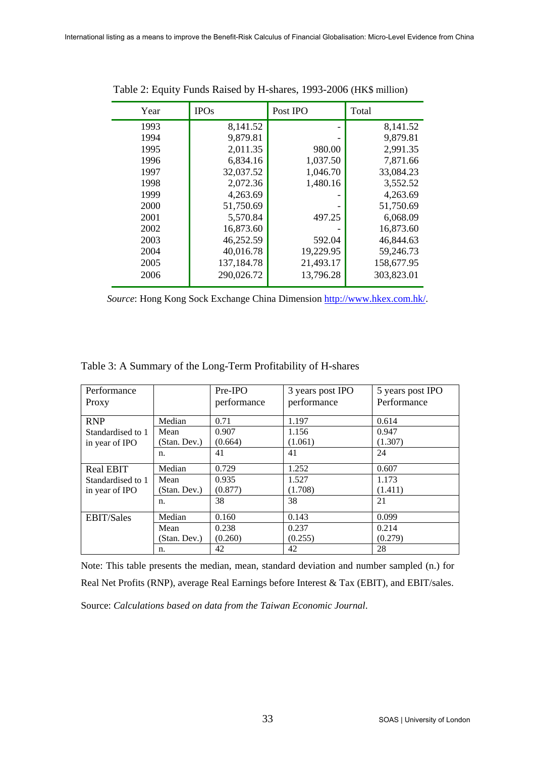Table 2: Equity Funds Raised by H-shares, 1993-2006 (HK$ million)

| Year | IPOs | Post IPO | Total |
|---|---|---|---|
| 1993 | 8,141.52 | - | 8,141.52 |
| 1994 | 9,879.81 | - | 9,879.81 |
| 1995 | 2,011.35 | 980.00 | 2,991.35 |
| 1996 | 6,834.16 | 1,037.50 | 7,871.66 |
| 1997 | 32,037.52 | 1,046.70 | 33,084.23 |
| 1998 | 2,072.36 | 1,480.16 | 3,552.52 |
| 1999 | 4,263.69 | - | 4,263.69 |
| 2000 | 51,750.69 | - | 51,750.69 |
| 2001 | 5,570.84 | 497.25 | 6,068.09 |
| 2002 | 16,873.60 | - | 16,873.60 |
| 2003 | 46,252.59 | 592.04 | 46,844.63 |
| 2004 | 40,016.78 | 19,229.95 | 59,246.73 |
| 2005 | 137,184.78 | 21,493.17 | 158,677.95 |
| 2006 | 290,026.72 | 13,796.28 | 303,823.01 |

*Source*: Hong Kong Sock Exchange China Dimension http://www.hkex.com.hk/.

Table 3: A Summary of the Long-Term Profitability of H-shares

| Performance Proxy | | Pre-IPO performance | 3 years post IPO performance | 5 years post IPO Performance |
|---|---|---|---|---|
| RNP Standardised to 1 in year of IPO | Median | 0.71 | 1.197 | 0.614 |
| | Mean (Stan. Dev.) | 0.907 (0.664) | 1.156 (1.061) | 0.947 (1.307) |
| | n. | 41 | 41 | 24 |
| Real EBIT Standardised to 1 in year of IPO | Median | 0.729 | 1.252 | 0.607 |
| | Mean (Stan. Dev.) | 0.935 (0.877) | 1.527 (1.708) | 1.173 (1.411) |
| | n. | 38 | 38 | 21 |
| EBIT/Sales | Median | 0.160 | 0.143 | 0.099 |
| | Mean (Stan. Dev.) | 0.238 (0.260) | 0.237 (0.255) | 0.214 (0.279) |
| | n. | 42 | 42 | 28 |

Note: This table presents the median, mean, standard deviation and number sampled (n.) for Real Net Profits (RNP), average Real Earnings before Interest & Tax (EBIT), and EBIT/sales.

Source: *Calculations based on data from the Taiwan Economic Journal*.